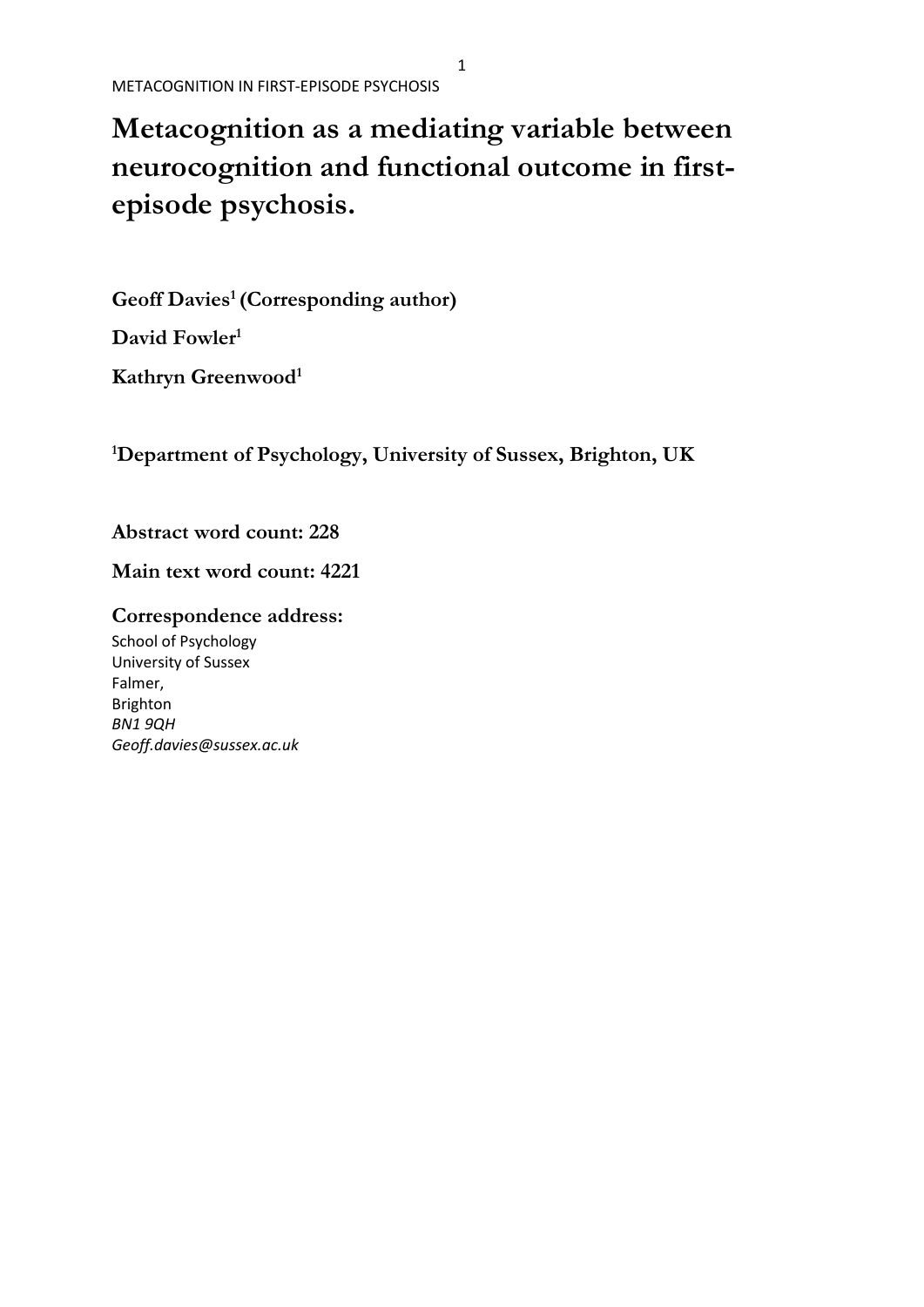# Metacognition as a mediating variable between neurocognition and functional outcome in first-episode psychosis.

**Geoff Davies[1] (Corresponding author)**

**David Fowler[1]**

**Kathryn Greenwood[1]**

**[1]Department of Psychology, University of Sussex, Brighton, UK**

**Abstract word count: 228**

**Main text word count: 4221**

**Correspondence address:**

School of Psychology
University of Sussex
Falmer,
Brighton
*BN1 9QH*
*Geoff.davies@sussex.ac.uk*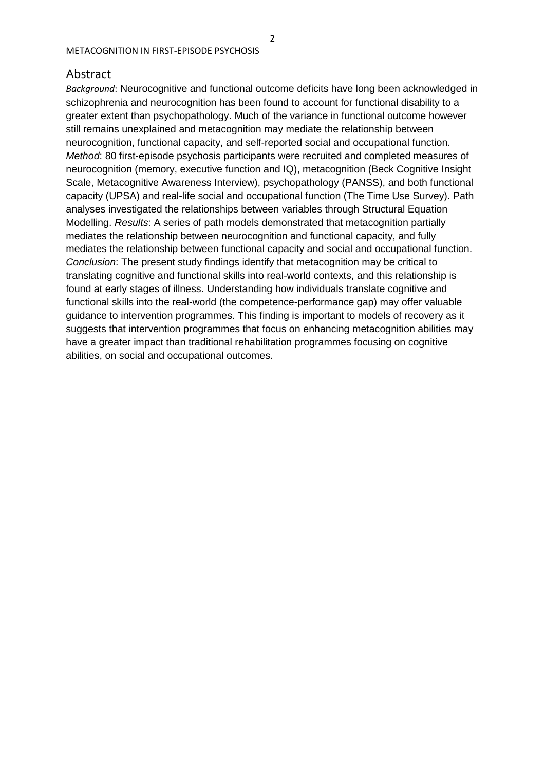## Abstract

*Background*: Neurocognitive and functional outcome deficits have long been acknowledged in schizophrenia and neurocognition has been found to account for functional disability to a greater extent than psychopathology. Much of the variance in functional outcome however still remains unexplained and metacognition may mediate the relationship between neurocognition, functional capacity, and self-reported social and occupational function. *Method*: 80 first-episode psychosis participants were recruited and completed measures of neurocognition (memory, executive function and IQ), metacognition (Beck Cognitive Insight Scale, Metacognitive Awareness Interview), psychopathology (PANSS), and both functional capacity (UPSA) and real-life social and occupational function (The Time Use Survey). Path analyses investigated the relationships between variables through Structural Equation Modelling. *Results*: A series of path models demonstrated that metacognition partially mediates the relationship between neurocognition and functional capacity, and fully mediates the relationship between functional capacity and social and occupational function. *Conclusion*: The present study findings identify that metacognition may be critical to translating cognitive and functional skills into real-world contexts, and this relationship is found at early stages of illness. Understanding how individuals translate cognitive and functional skills into the real-world (the competence-performance gap) may offer valuable guidance to intervention programmes. This finding is important to models of recovery as it suggests that intervention programmes that focus on enhancing metacognition abilities may have a greater impact than traditional rehabilitation programmes focusing on cognitive abilities, on social and occupational outcomes.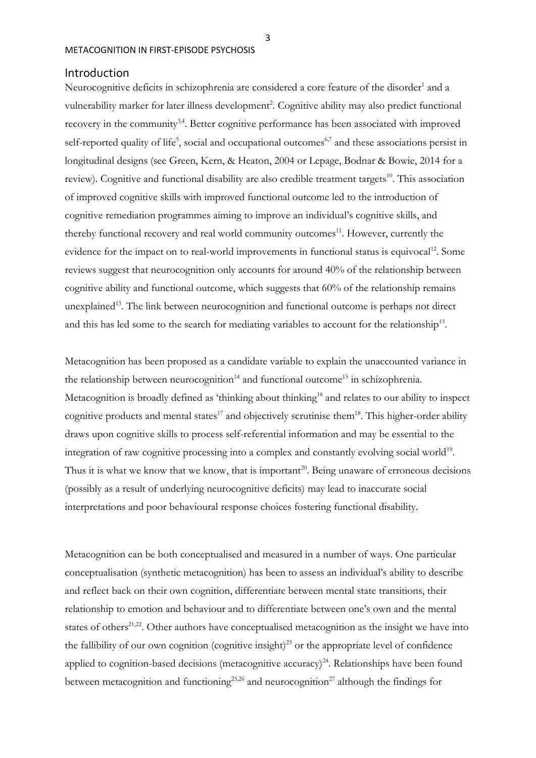## Introduction

Neurocognitive deficits in schizophrenia are considered a core feature of the disorder[1] and a vulnerability marker for later illness development[2]. Cognitive ability may also predict functional recovery in the community[3,4]. Better cognitive performance has been associated with improved self-reported quality of life[5], social and occupational outcomes[6,7] and these associations persist in longitudinal designs (see Green, Kern, & Heaton, 2004 or Lepage, Bodnar & Bowie, 2014 for a review). Cognitive and functional disability are also credible treatment targets[10]. This association of improved cognitive skills with improved functional outcome led to the introduction of cognitive remediation programmes aiming to improve an individual's cognitive skills, and thereby functional recovery and real world community outcomes[11]. However, currently the evidence for the impact on to real-world improvements in functional status is equivocal[12]. Some reviews suggest that neurocognition only accounts for around 40% of the relationship between cognitive ability and functional outcome, which suggests that 60% of the relationship remains unexplained[13]. The link between neurocognition and functional outcome is perhaps not direct and this has led some to the search for mediating variables to account for the relationship[13].

Metacognition has been proposed as a candidate variable to explain the unaccounted variance in the relationship between neurocognition[14] and functional outcome[15] in schizophrenia. Metacognition is broadly defined as 'thinking about thinking[16] and relates to our ability to inspect cognitive products and mental states[17] and objectively scrutinise them[18]. This higher-order ability draws upon cognitive skills to process self-referential information and may be essential to the integration of raw cognitive processing into a complex and constantly evolving social world[19]. Thus it is what we know that we know, that is important[20]. Being unaware of erroneous decisions (possibly as a result of underlying neurocognitive deficits) may lead to inaccurate social interpretations and poor behavioural response choices fostering functional disability.

Metacognition can be both conceptualised and measured in a number of ways. One particular conceptualisation (synthetic metacognition) has been to assess an individual's ability to describe and reflect back on their own cognition, differentiate between mental state transitions, their relationship to emotion and behaviour and to differentiate between one's own and the mental states of others[21,22]. Other authors have conceptualised metacognition as the insight we have into the fallibility of our own cognition (cognitive insight)[23] or the appropriate level of confidence applied to cognition-based decisions (metacognitive accuracy)[24]. Relationships have been found between metacognition and functioning[25,26] and neurocognition[27] although the findings for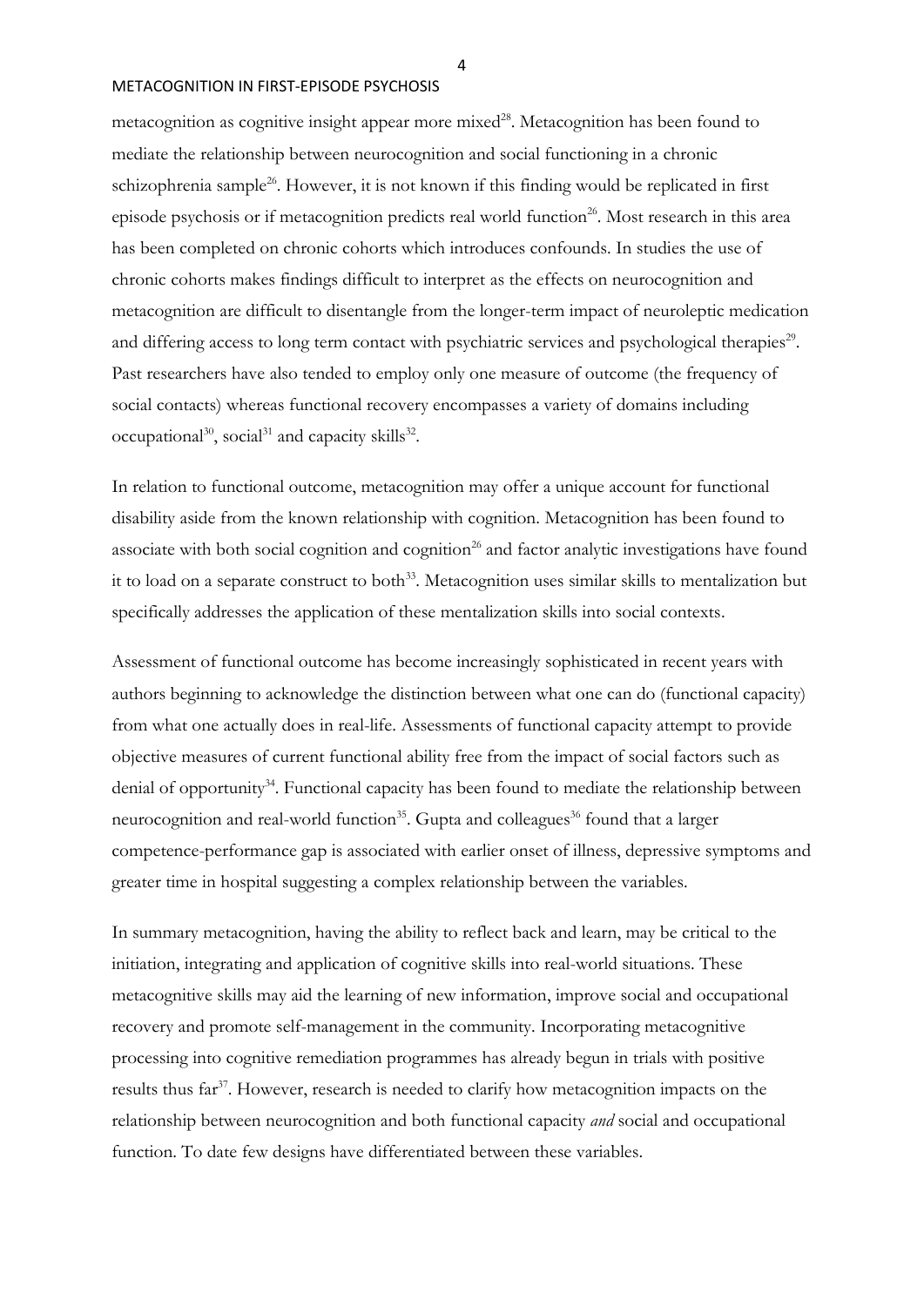metacognition as cognitive insight appear more mixed[28]. Metacognition has been found to mediate the relationship between neurocognition and social functioning in a chronic schizophrenia sample[26]. However, it is not known if this finding would be replicated in first episode psychosis or if metacognition predicts real world function[26]. Most research in this area has been completed on chronic cohorts which introduces confounds. In studies the use of chronic cohorts makes findings difficult to interpret as the effects on neurocognition and metacognition are difficult to disentangle from the longer-term impact of neuroleptic medication and differing access to long term contact with psychiatric services and psychological therapies[29]. Past researchers have also tended to employ only one measure of outcome (the frequency of social contacts) whereas functional recovery encompasses a variety of domains including occupational[30], social[31] and capacity skills[32].

In relation to functional outcome, metacognition may offer a unique account for functional disability aside from the known relationship with cognition. Metacognition has been found to associate with both social cognition and cognition[26] and factor analytic investigations have found it to load on a separate construct to both[33]. Metacognition uses similar skills to mentalization but specifically addresses the application of these mentalization skills into social contexts.

Assessment of functional outcome has become increasingly sophisticated in recent years with authors beginning to acknowledge the distinction between what one can do (functional capacity) from what one actually does in real-life. Assessments of functional capacity attempt to provide objective measures of current functional ability free from the impact of social factors such as denial of opportunity[34]. Functional capacity has been found to mediate the relationship between neurocognition and real-world function[35]. Gupta and colleagues[36] found that a larger competence-performance gap is associated with earlier onset of illness, depressive symptoms and greater time in hospital suggesting a complex relationship between the variables.

In summary metacognition, having the ability to reflect back and learn, may be critical to the initiation, integrating and application of cognitive skills into real-world situations. These metacognitive skills may aid the learning of new information, improve social and occupational recovery and promote self-management in the community. Incorporating metacognitive processing into cognitive remediation programmes has already begun in trials with positive results thus far[37]. However, research is needed to clarify how metacognition impacts on the relationship between neurocognition and both functional capacity *and* social and occupational function. To date few designs have differentiated between these variables.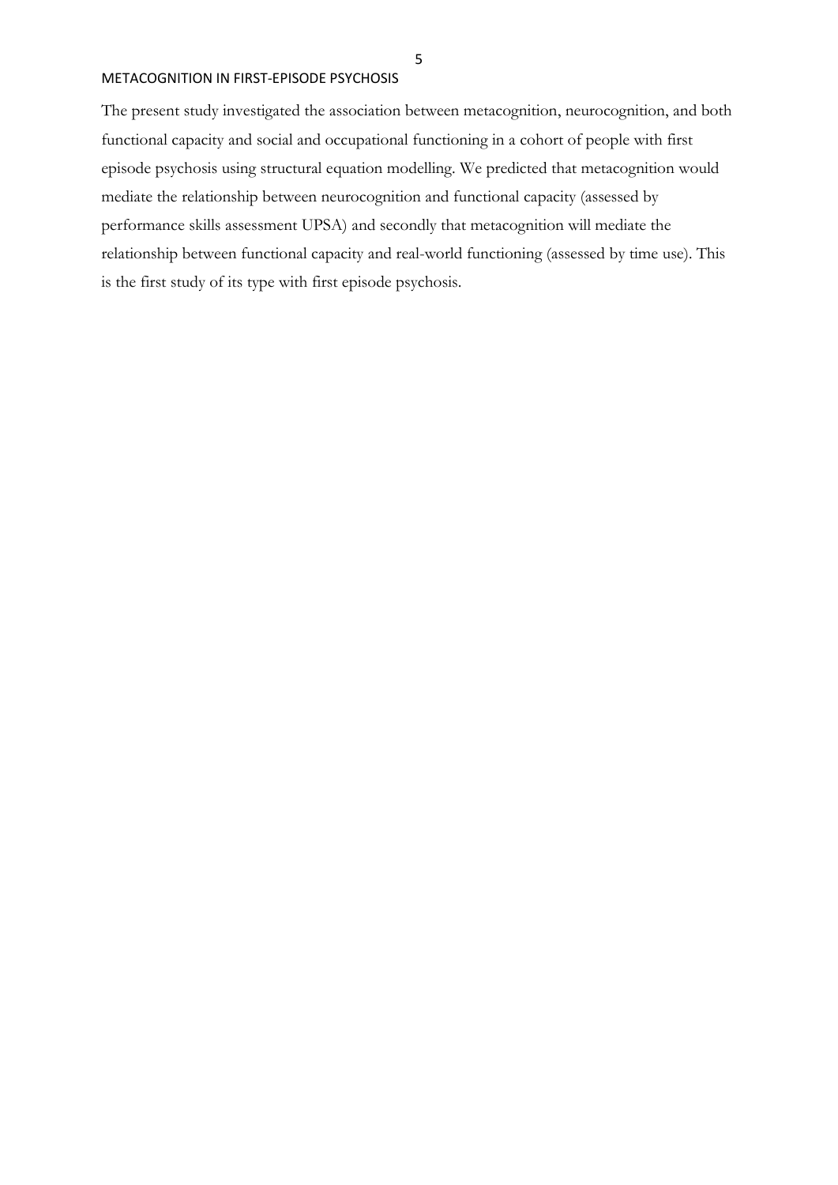The present study investigated the association between metacognition, neurocognition, and both functional capacity and social and occupational functioning in a cohort of people with first episode psychosis using structural equation modelling. We predicted that metacognition would mediate the relationship between neurocognition and functional capacity (assessed by performance skills assessment UPSA) and secondly that metacognition will mediate the relationship between functional capacity and real-world functioning (assessed by time use). This is the first study of its type with first episode psychosis.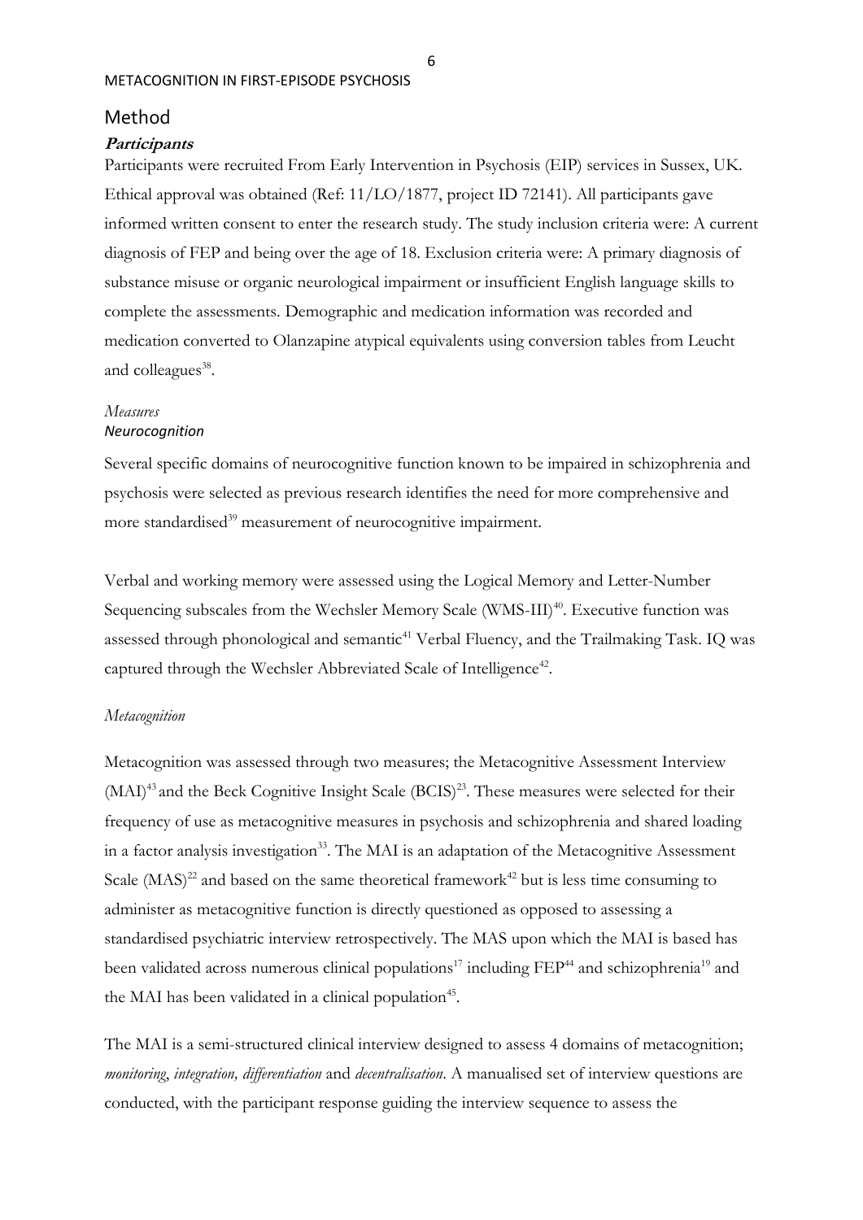## Method

### ***Participants***

Participants were recruited From Early Intervention in Psychosis (EIP) services in Sussex, UK. Ethical approval was obtained (Ref: 11/LO/1877, project ID 72141). All participants gave informed written consent to enter the research study. The study inclusion criteria were: A current diagnosis of FEP and being over the age of 18. Exclusion criteria were: A primary diagnosis of substance misuse or organic neurological impairment or insufficient English language skills to complete the assessments. Demographic and medication information was recorded and medication converted to Olanzapine atypical equivalents using conversion tables from Leucht and colleagues[38].

#### *Measures*

##### *Neurocognition*

Several specific domains of neurocognitive function known to be impaired in schizophrenia and psychosis were selected as previous research identifies the need for more comprehensive and more standardised[39] measurement of neurocognitive impairment.

Verbal and working memory were assessed using the Logical Memory and Letter-Number Sequencing subscales from the Wechsler Memory Scale (WMS-III)[40]. Executive function was assessed through phonological and semantic[41] Verbal Fluency, and the Trailmaking Task. IQ was captured through the Wechsler Abbreviated Scale of Intelligence[42].

##### *Metacognition*

Metacognition was assessed through two measures; the Metacognitive Assessment Interview (MAI)[43] and the Beck Cognitive Insight Scale (BCIS)[23]. These measures were selected for their frequency of use as metacognitive measures in psychosis and schizophrenia and shared loading in a factor analysis investigation[33]. The MAI is an adaptation of the Metacognitive Assessment Scale (MAS)[22] and based on the same theoretical framework[42] but is less time consuming to administer as metacognitive function is directly questioned as opposed to assessing a standardised psychiatric interview retrospectively. The MAS upon which the MAI is based has been validated across numerous clinical populations[17] including FEP[44] and schizophrenia[19] and the MAI has been validated in a clinical population[45].

The MAI is a semi-structured clinical interview designed to assess 4 domains of metacognition; *monitoring*, *integration, differentiation* and *decentralisation*. A manualised set of interview questions are conducted, with the participant response guiding the interview sequence to assess the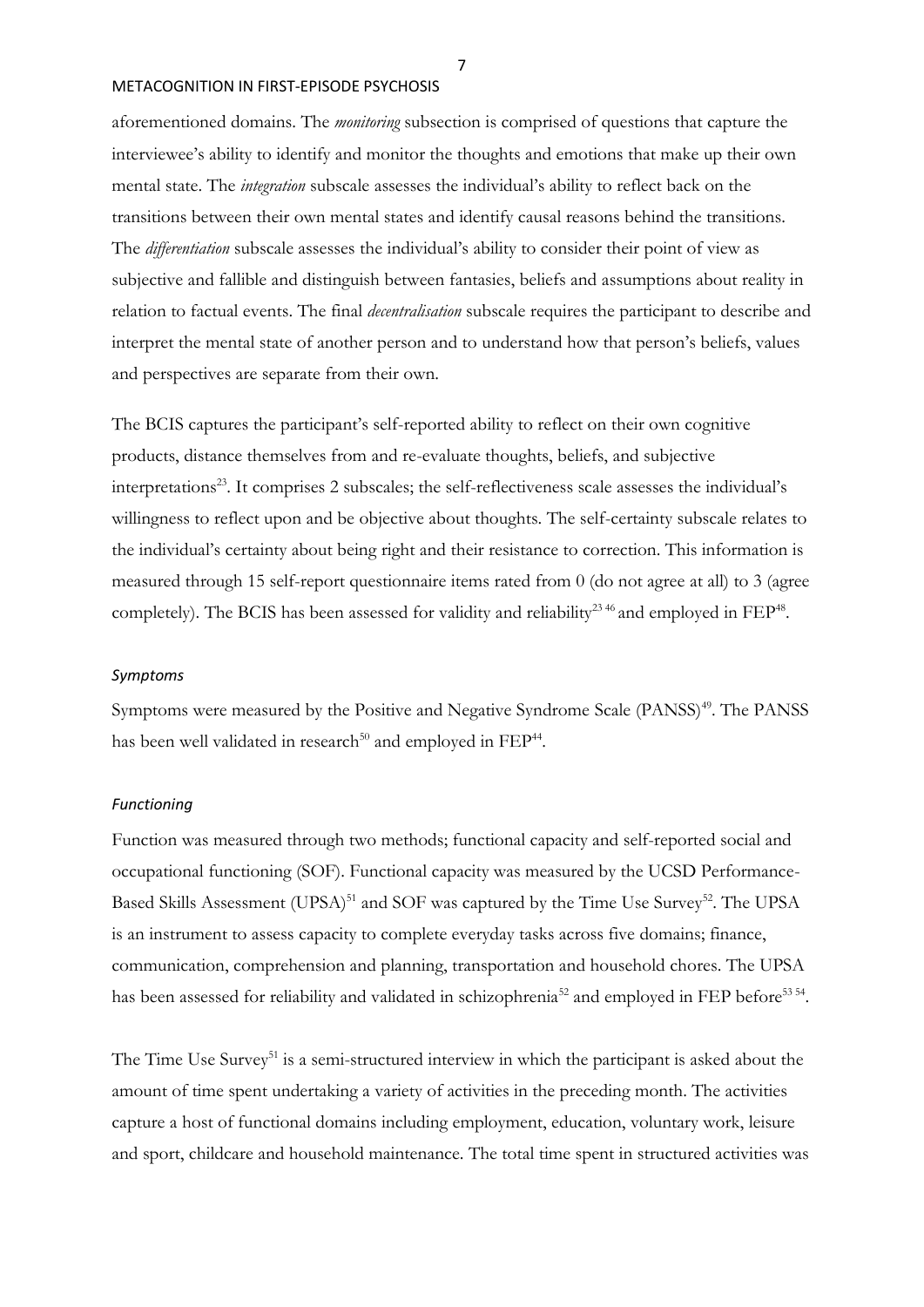aforementioned domains. The *monitoring* subsection is comprised of questions that capture the interviewee's ability to identify and monitor the thoughts and emotions that make up their own mental state. The *integration* subscale assesses the individual's ability to reflect back on the transitions between their own mental states and identify causal reasons behind the transitions. The *differentiation* subscale assesses the individual's ability to consider their point of view as subjective and fallible and distinguish between fantasies, beliefs and assumptions about reality in relation to factual events. The final *decentralisation* subscale requires the participant to describe and interpret the mental state of another person and to understand how that person's beliefs, values and perspectives are separate from their own.

The BCIS captures the participant's self-reported ability to reflect on their own cognitive products, distance themselves from and re-evaluate thoughts, beliefs, and subjective interpretations[23]. It comprises 2 subscales; the self-reflectiveness scale assesses the individual's willingness to reflect upon and be objective about thoughts. The self-certainty subscale relates to the individual's certainty about being right and their resistance to correction. This information is measured through 15 self-report questionnaire items rated from 0 (do not agree at all) to 3 (agree completely). The BCIS has been assessed for validity and reliability[23 46] and employed in FEP[48].

### *Symptoms*

Symptoms were measured by the Positive and Negative Syndrome Scale (PANSS)[49]. The PANSS has been well validated in research[50] and employed in FEP[44].

### *Functioning*

Function was measured through two methods; functional capacity and self-reported social and occupational functioning (SOF). Functional capacity was measured by the UCSD Performance-Based Skills Assessment (UPSA)[51] and SOF was captured by the Time Use Survey[52]. The UPSA is an instrument to assess capacity to complete everyday tasks across five domains; finance, communication, comprehension and planning, transportation and household chores. The UPSA has been assessed for reliability and validated in schizophrenia[52] and employed in FEP before[53 54].

The Time Use Survey[51] is a semi-structured interview in which the participant is asked about the amount of time spent undertaking a variety of activities in the preceding month. The activities capture a host of functional domains including employment, education, voluntary work, leisure and sport, childcare and household maintenance. The total time spent in structured activities was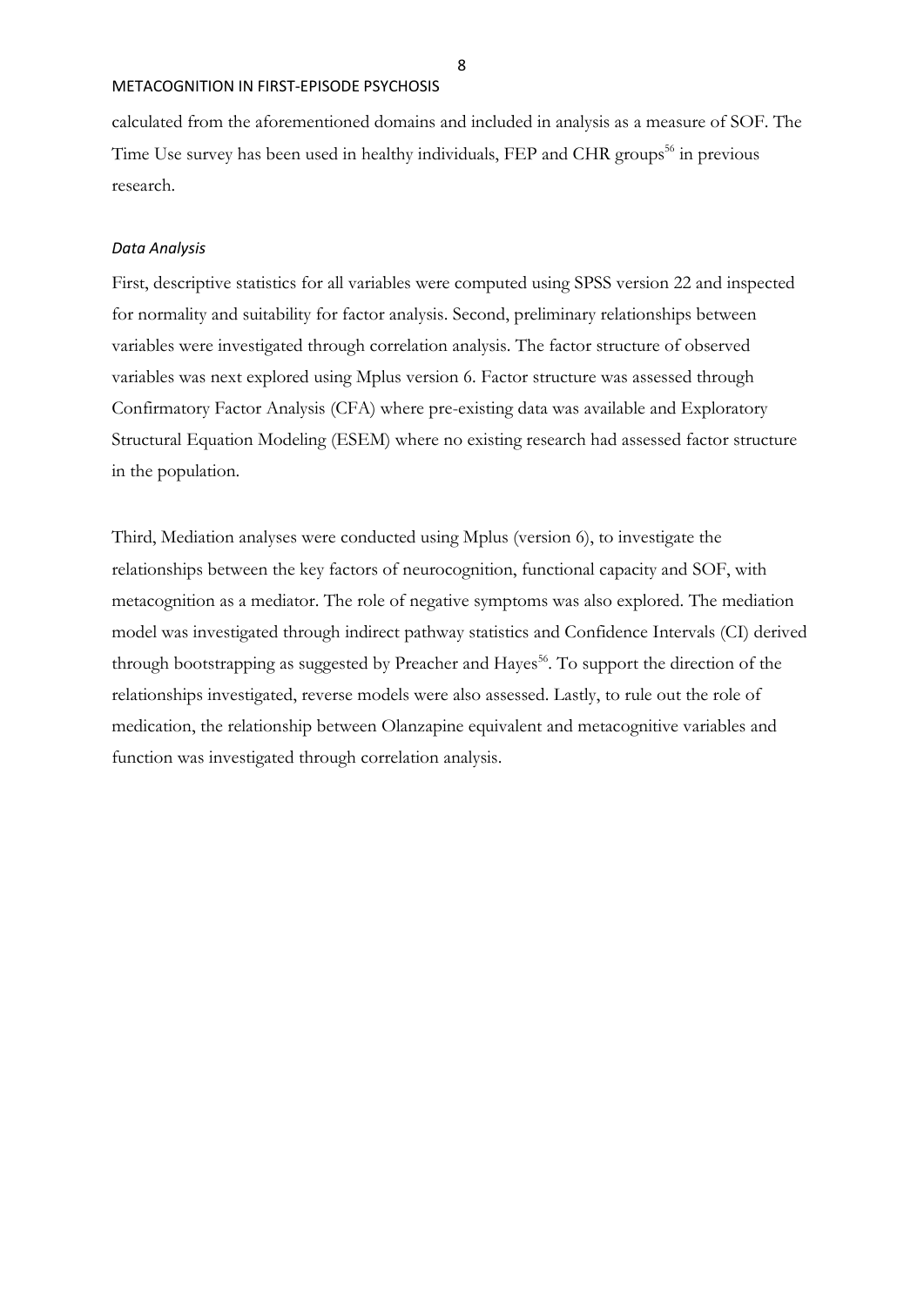calculated from the aforementioned domains and included in analysis as a measure of SOF. The Time Use survey has been used in healthy individuals, FEP and CHR groups[56] in previous research.

### *Data Analysis*

First, descriptive statistics for all variables were computed using SPSS version 22 and inspected for normality and suitability for factor analysis. Second, preliminary relationships between variables were investigated through correlation analysis. The factor structure of observed variables was next explored using Mplus version 6. Factor structure was assessed through Confirmatory Factor Analysis (CFA) where pre-existing data was available and Exploratory Structural Equation Modeling (ESEM) where no existing research had assessed factor structure in the population.

Third, Mediation analyses were conducted using Mplus (version 6), to investigate the relationships between the key factors of neurocognition, functional capacity and SOF, with metacognition as a mediator. The role of negative symptoms was also explored. The mediation model was investigated through indirect pathway statistics and Confidence Intervals (CI) derived through bootstrapping as suggested by Preacher and Hayes[56]. To support the direction of the relationships investigated, reverse models were also assessed. Lastly, to rule out the role of medication, the relationship between Olanzapine equivalent and metacognitive variables and function was investigated through correlation analysis.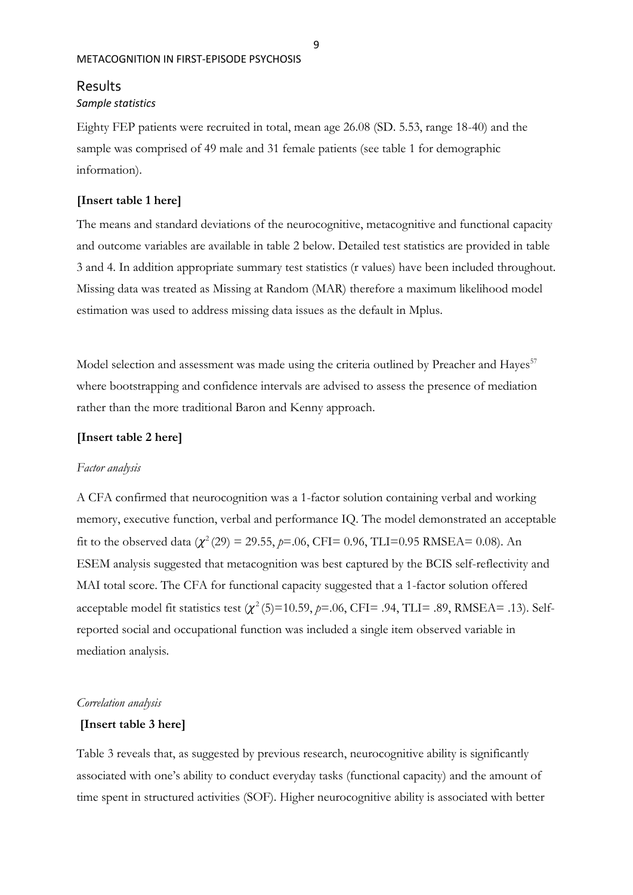## Results

### *Sample statistics*

Eighty FEP patients were recruited in total, mean age 26.08 (SD. 5.53, range 18-40) and the sample was comprised of 49 male and 31 female patients (see table 1 for demographic information).

**[Insert table 1 here]**

The means and standard deviations of the neurocognitive, metacognitive and functional capacity and outcome variables are available in table 2 below. Detailed test statistics are provided in table 3 and 4. In addition appropriate summary test statistics (r values) have been included throughout. Missing data was treated as Missing at Random (MAR) therefore a maximum likelihood model estimation was used to address missing data issues as the default in Mplus.

Model selection and assessment was made using the criteria outlined by Preacher and Hayes[57] where bootstrapping and confidence intervals are advised to assess the presence of mediation rather than the more traditional Baron and Kenny approach.

**[Insert table 2 here]**

*Factor analysis*

A CFA confirmed that neurocognition was a 1-factor solution containing verbal and working memory, executive function, verbal and performance IQ. The model demonstrated an acceptable fit to the observed data ($\chi^2(29) = 29.55$, $p$=.06, CFI= 0.96, TLI=0.95 RMSEA= 0.08). An ESEM analysis suggested that metacognition was best captured by the BCIS self-reflectivity and MAI total score. The CFA for functional capacity suggested that a 1-factor solution offered acceptable model fit statistics test ($\chi^2(5)$=10.59, $p$=.06, CFI= .94, TLI= .89, RMSEA= .13). Self-reported social and occupational function was included a single item observed variable in mediation analysis.

*Correlation analysis*

**[Insert table 3 here]**

Table 3 reveals that, as suggested by previous research, neurocognitive ability is significantly associated with one's ability to conduct everyday tasks (functional capacity) and the amount of time spent in structured activities (SOF). Higher neurocognitive ability is associated with better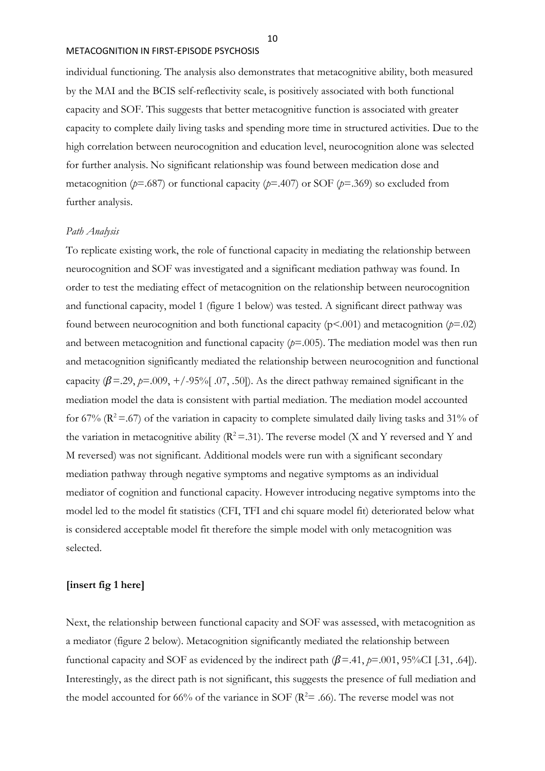individual functioning. The analysis also demonstrates that metacognitive ability, both measured by the MAI and the BCIS self-reflectivity scale, is positively associated with both functional capacity and SOF. This suggests that better metacognitive function is associated with greater capacity to complete daily living tasks and spending more time in structured activities. Due to the high correlation between neurocognition and education level, neurocognition alone was selected for further analysis. No significant relationship was found between medication dose and metacognition ($p$=.687) or functional capacity ($p$=.407) or SOF ($p$=.369) so excluded from further analysis.

*Path Analysis*

To replicate existing work, the role of functional capacity in mediating the relationship between neurocognition and SOF was investigated and a significant mediation pathway was found. In order to test the mediating effect of metacognition on the relationship between neurocognition and functional capacity, model 1 (figure 1 below) was tested. A significant direct pathway was found between neurocognition and both functional capacity ($p$<.001) and metacognition ($p$=.02) and between metacognition and functional capacity ($p$=.005). The mediation model was then run and metacognition significantly mediated the relationship between neurocognition and functional capacity ($\beta$=.29, $p$=.009, +/-95%[ .07, .50]). As the direct pathway remained significant in the mediation model the data is consistent with partial mediation. The mediation model accounted for 67% ($R^2$=.67) of the variation in capacity to complete simulated daily living tasks and 31% of the variation in metacognitive ability ($R^2$=.31). The reverse model (X and Y reversed and Y and M reversed) was not significant. Additional models were run with a significant secondary mediation pathway through negative symptoms and negative symptoms as an individual mediator of cognition and functional capacity. However introducing negative symptoms into the model led to the model fit statistics (CFI, TFI and chi square model fit) deteriorated below what is considered acceptable model fit therefore the simple model with only metacognition was selected.

**[insert fig 1 here]**

Next, the relationship between functional capacity and SOF was assessed, with metacognition as a mediator (figure 2 below). Metacognition significantly mediated the relationship between functional capacity and SOF as evidenced by the indirect path ($\beta$=.41, $p$=.001, 95%CI [.31, .64]). Interestingly, as the direct path is not significant, this suggests the presence of full mediation and the model accounted for 66% of the variance in SOF ($R^2$= .66). The reverse model was not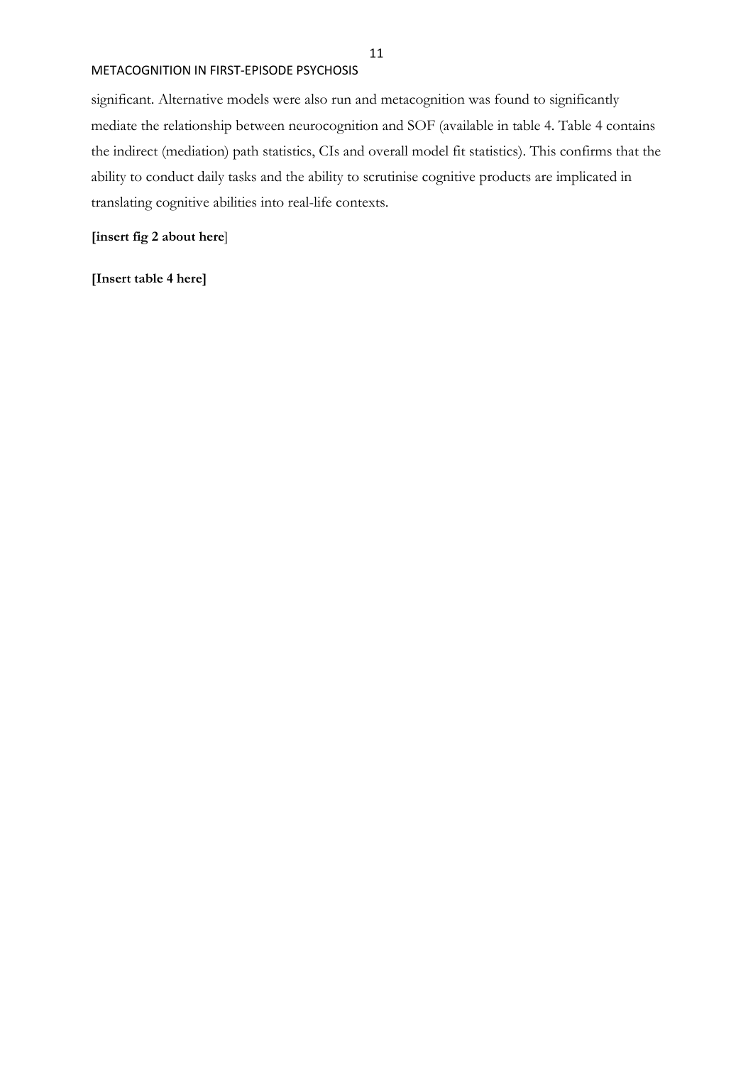significant. Alternative models were also run and metacognition was found to significantly mediate the relationship between neurocognition and SOF (available in table 4. Table 4 contains the indirect (mediation) path statistics, CIs and overall model fit statistics). This confirms that the ability to conduct daily tasks and the ability to scrutinise cognitive products are implicated in translating cognitive abilities into real-life contexts.

**[insert fig 2 about here**]

**[Insert table 4 here]**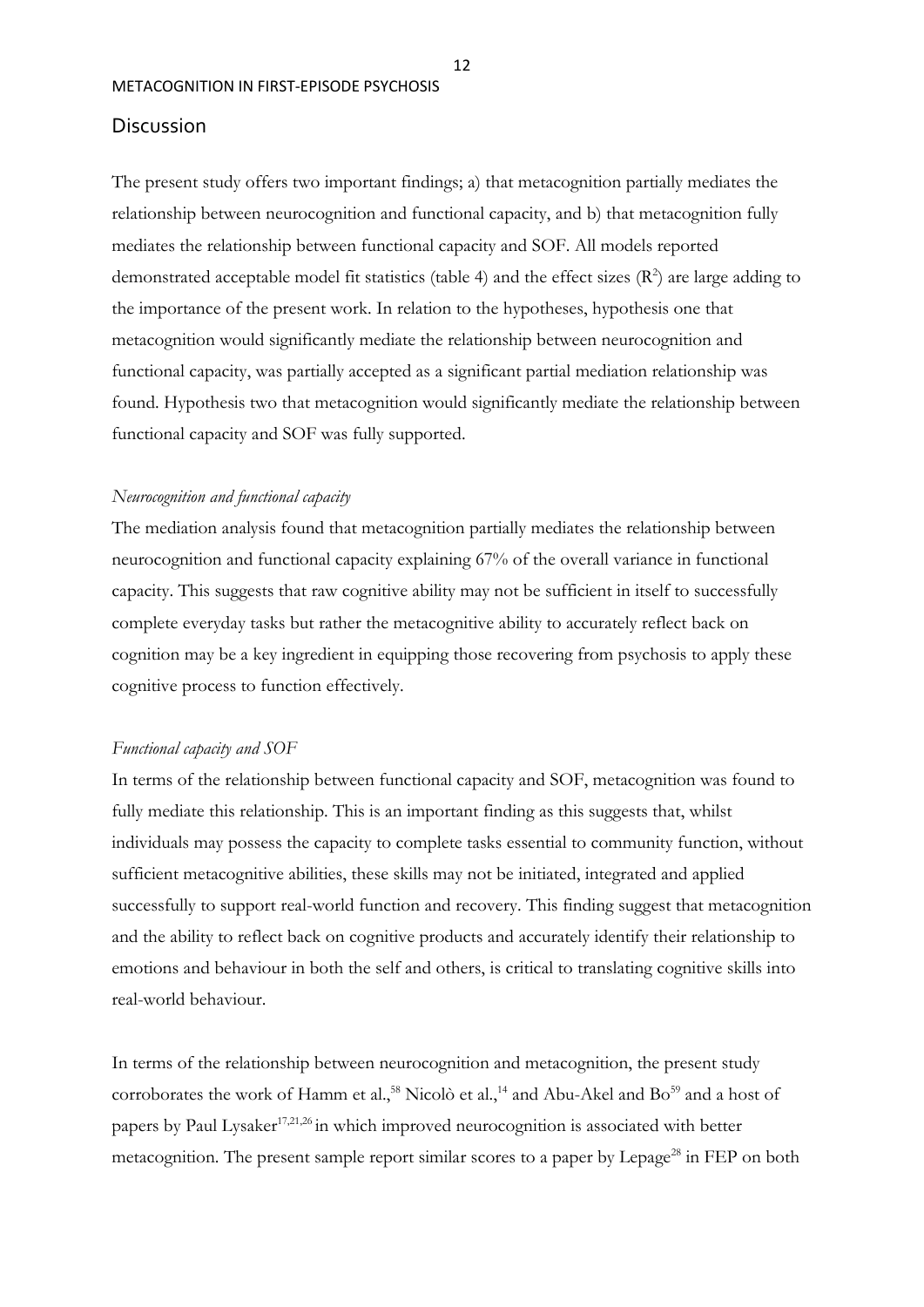## Discussion

The present study offers two important findings; a) that metacognition partially mediates the relationship between neurocognition and functional capacity, and b) that metacognition fully mediates the relationship between functional capacity and SOF. All models reported demonstrated acceptable model fit statistics (table 4) and the effect sizes ($R^2$) are large adding to the importance of the present work. In relation to the hypotheses, hypothesis one that metacognition would significantly mediate the relationship between neurocognition and functional capacity, was partially accepted as a significant partial mediation relationship was found. Hypothesis two that metacognition would significantly mediate the relationship between functional capacity and SOF was fully supported.

### *Neurocognition and functional capacity*

The mediation analysis found that metacognition partially mediates the relationship between neurocognition and functional capacity explaining 67% of the overall variance in functional capacity. This suggests that raw cognitive ability may not be sufficient in itself to successfully complete everyday tasks but rather the metacognitive ability to accurately reflect back on cognition may be a key ingredient in equipping those recovering from psychosis to apply these cognitive process to function effectively.

### *Functional capacity and SOF*

In terms of the relationship between functional capacity and SOF, metacognition was found to fully mediate this relationship. This is an important finding as this suggests that, whilst individuals may possess the capacity to complete tasks essential to community function, without sufficient metacognitive abilities, these skills may not be initiated, integrated and applied successfully to support real-world function and recovery. This finding suggest that metacognition and the ability to reflect back on cognitive products and accurately identify their relationship to emotions and behaviour in both the self and others, is critical to translating cognitive skills into real-world behaviour.

In terms of the relationship between neurocognition and metacognition, the present study corroborates the work of Hamm et al.,[58] Nicolò et al.,[14] and Abu-Akel and Bo[59] and a host of papers by Paul Lysaker[17,21,26] in which improved neurocognition is associated with better metacognition. The present sample report similar scores to a paper by Lepage[28] in FEP on both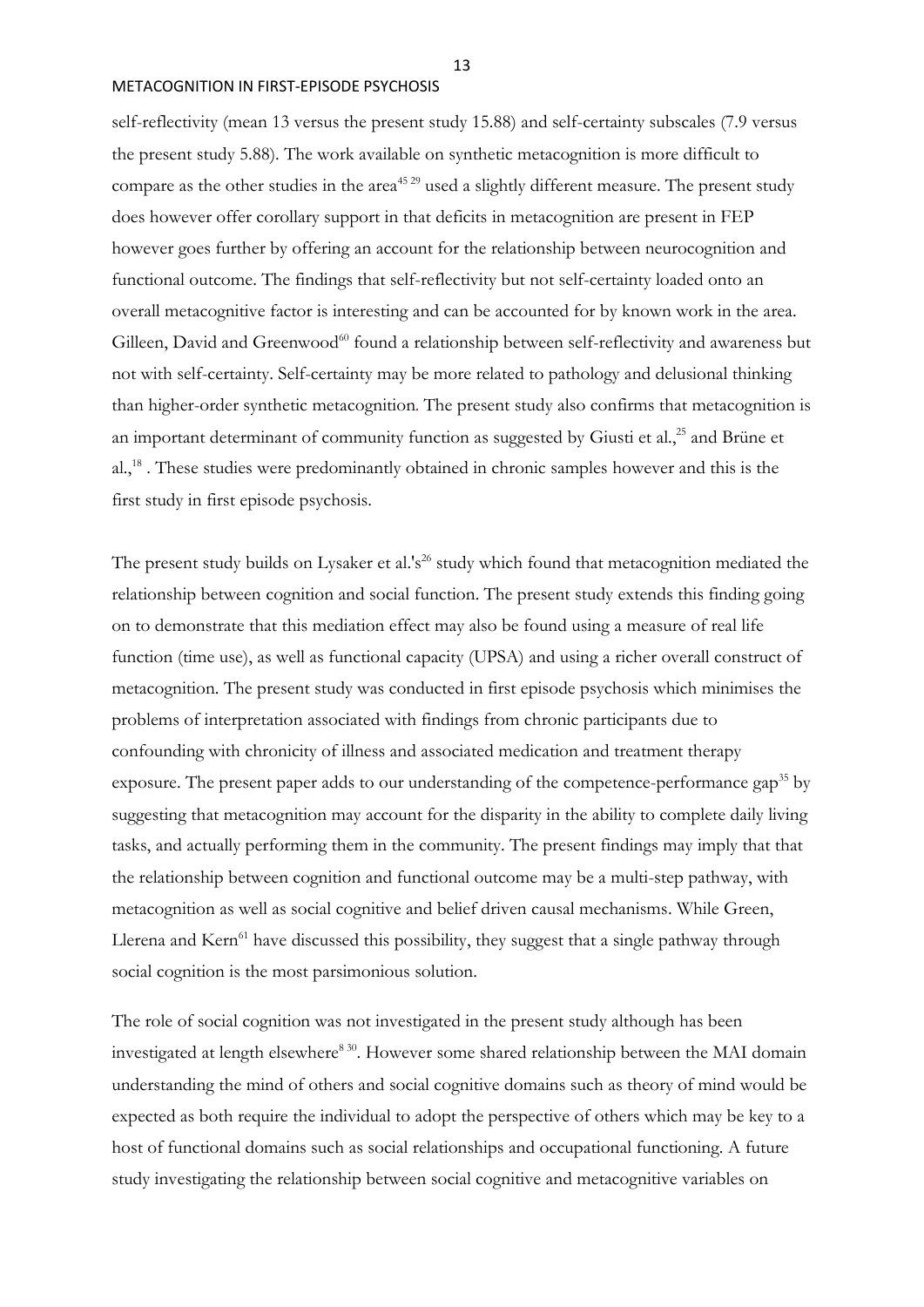self-reflectivity (mean 13 versus the present study 15.88) and self-certainty subscales (7.9 versus the present study 5.88). The work available on synthetic metacognition is more difficult to compare as the other studies in the area[45 29] used a slightly different measure. The present study does however offer corollary support in that deficits in metacognition are present in FEP however goes further by offering an account for the relationship between neurocognition and functional outcome. The findings that self-reflectivity but not self-certainty loaded onto an overall metacognitive factor is interesting and can be accounted for by known work in the area. Gilleen, David and Greenwood[60] found a relationship between self-reflectivity and awareness but not with self-certainty. Self-certainty may be more related to pathology and delusional thinking than higher-order synthetic metacognition. The present study also confirms that metacognition is an important determinant of community function as suggested by Giusti et al.,[25] and Brüne et al.,[18] . These studies were predominantly obtained in chronic samples however and this is the first study in first episode psychosis.

The present study builds on Lysaker et al.'s[26] study which found that metacognition mediated the relationship between cognition and social function. The present study extends this finding going on to demonstrate that this mediation effect may also be found using a measure of real life function (time use), as well as functional capacity (UPSA) and using a richer overall construct of metacognition. The present study was conducted in first episode psychosis which minimises the problems of interpretation associated with findings from chronic participants due to confounding with chronicity of illness and associated medication and treatment therapy exposure. The present paper adds to our understanding of the competence-performance gap[35] by suggesting that metacognition may account for the disparity in the ability to complete daily living tasks, and actually performing them in the community. The present findings may imply that that the relationship between cognition and functional outcome may be a multi-step pathway, with metacognition as well as social cognitive and belief driven causal mechanisms. While Green, Llerena and Kern[61] have discussed this possibility, they suggest that a single pathway through social cognition is the most parsimonious solution.

The role of social cognition was not investigated in the present study although has been investigated at length elsewhere[8 30]. However some shared relationship between the MAI domain understanding the mind of others and social cognitive domains such as theory of mind would be expected as both require the individual to adopt the perspective of others which may be key to a host of functional domains such as social relationships and occupational functioning. A future study investigating the relationship between social cognitive and metacognitive variables on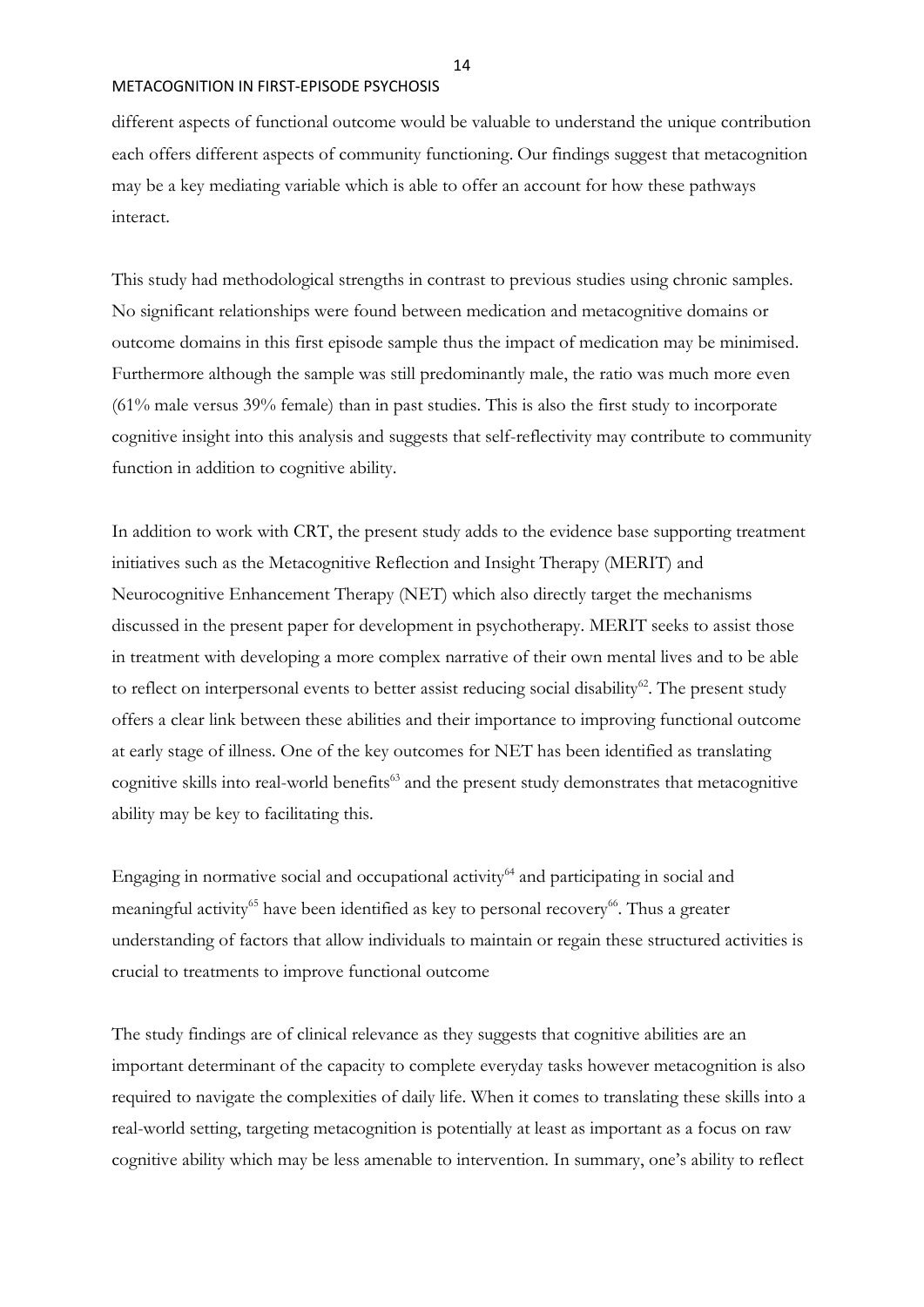different aspects of functional outcome would be valuable to understand the unique contribution each offers different aspects of community functioning. Our findings suggest that metacognition may be a key mediating variable which is able to offer an account for how these pathways interact.

This study had methodological strengths in contrast to previous studies using chronic samples. No significant relationships were found between medication and metacognitive domains or outcome domains in this first episode sample thus the impact of medication may be minimised. Furthermore although the sample was still predominantly male, the ratio was much more even (61% male versus 39% female) than in past studies. This is also the first study to incorporate cognitive insight into this analysis and suggests that self-reflectivity may contribute to community function in addition to cognitive ability.

In addition to work with CRT, the present study adds to the evidence base supporting treatment initiatives such as the Metacognitive Reflection and Insight Therapy (MERIT) and Neurocognitive Enhancement Therapy (NET) which also directly target the mechanisms discussed in the present paper for development in psychotherapy. MERIT seeks to assist those in treatment with developing a more complex narrative of their own mental lives and to be able to reflect on interpersonal events to better assist reducing social disability[62]. The present study offers a clear link between these abilities and their importance to improving functional outcome at early stage of illness. One of the key outcomes for NET has been identified as translating cognitive skills into real-world benefits[63] and the present study demonstrates that metacognitive ability may be key to facilitating this.

Engaging in normative social and occupational activity[64] and participating in social and meaningful activity[65] have been identified as key to personal recovery[66]. Thus a greater understanding of factors that allow individuals to maintain or regain these structured activities is crucial to treatments to improve functional outcome

The study findings are of clinical relevance as they suggests that cognitive abilities are an important determinant of the capacity to complete everyday tasks however metacognition is also required to navigate the complexities of daily life. When it comes to translating these skills into a real-world setting, targeting metacognition is potentially at least as important as a focus on raw cognitive ability which may be less amenable to intervention. In summary, one's ability to reflect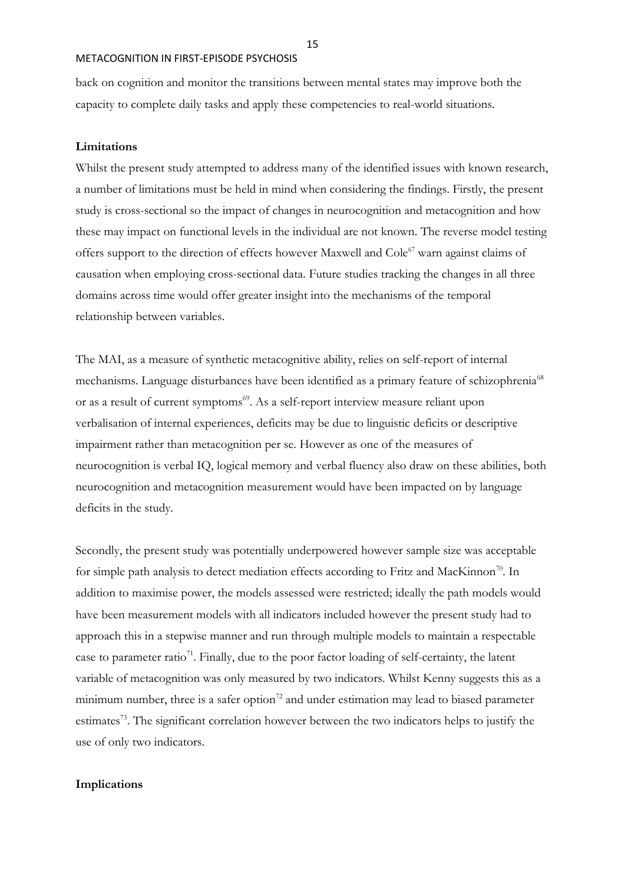back on cognition and monitor the transitions between mental states may improve both the capacity to complete daily tasks and apply these competencies to real-world situations.

**Limitations**

Whilst the present study attempted to address many of the identified issues with known research, a number of limitations must be held in mind when considering the findings. Firstly, the present study is cross-sectional so the impact of changes in neurocognition and metacognition and how these may impact on functional levels in the individual are not known. The reverse model testing offers support to the direction of effects however Maxwell and Cole[67] warn against claims of causation when employing cross-sectional data. Future studies tracking the changes in all three domains across time would offer greater insight into the mechanisms of the temporal relationship between variables.

The MAI, as a measure of synthetic metacognitive ability, relies on self-report of internal mechanisms. Language disturbances have been identified as a primary feature of schizophrenia[68] or as a result of current symptoms[69]. As a self-report interview measure reliant upon verbalisation of internal experiences, deficits may be due to linguistic deficits or descriptive impairment rather than metacognition per se. However as one of the measures of neurocognition is verbal IQ, logical memory and verbal fluency also draw on these abilities, both neurocognition and metacognition measurement would have been impacted on by language deficits in the study.

Secondly, the present study was potentially underpowered however sample size was acceptable for simple path analysis to detect mediation effects according to Fritz and MacKinnon[70]. In addition to maximise power, the models assessed were restricted; ideally the path models would have been measurement models with all indicators included however the present study had to approach this in a stepwise manner and run through multiple models to maintain a respectable case to parameter ratio[71]. Finally, due to the poor factor loading of self-certainty, the latent variable of metacognition was only measured by two indicators. Whilst Kenny suggests this as a minimum number, three is a safer option[72] and under estimation may lead to biased parameter estimates[73]. The significant correlation however between the two indicators helps to justify the use of only two indicators.

**Implications**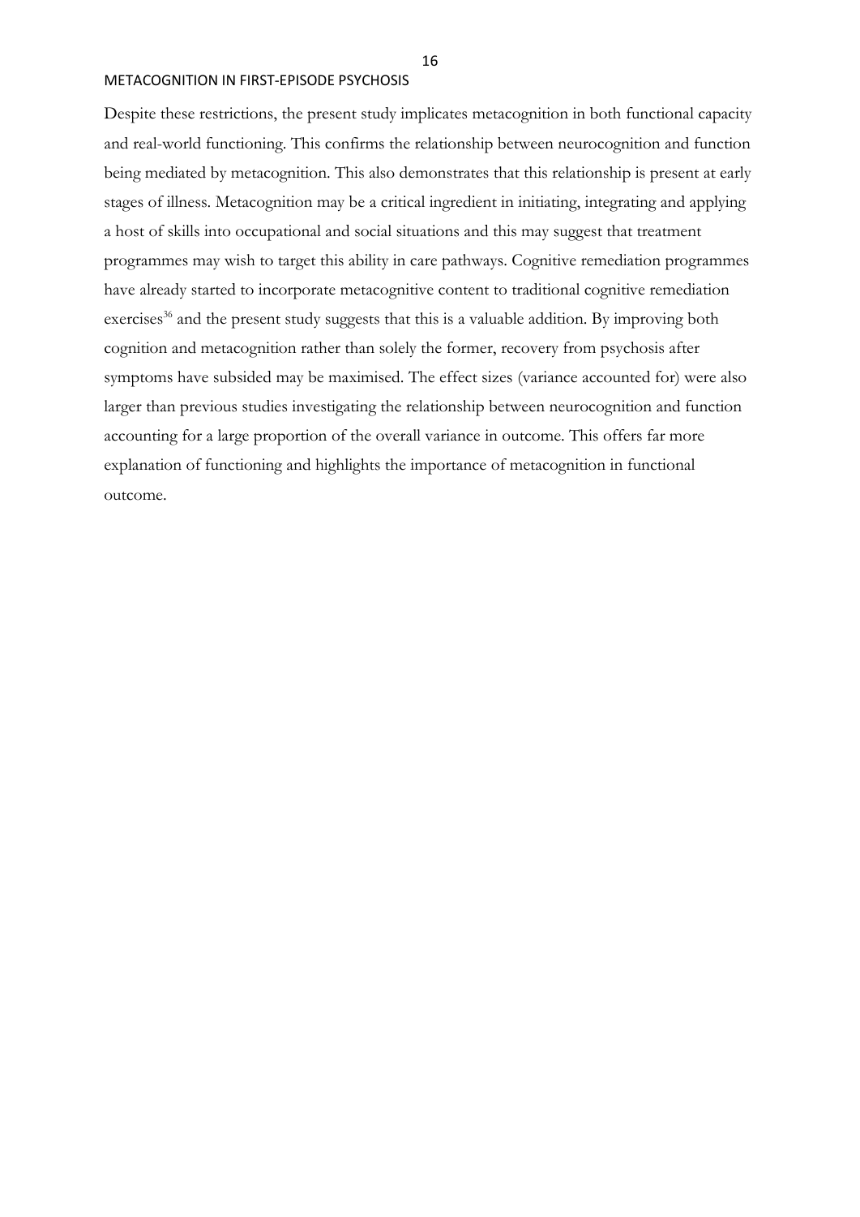Despite these restrictions, the present study implicates metacognition in both functional capacity and real-world functioning. This confirms the relationship between neurocognition and function being mediated by metacognition. This also demonstrates that this relationship is present at early stages of illness. Metacognition may be a critical ingredient in initiating, integrating and applying a host of skills into occupational and social situations and this may suggest that treatment programmes may wish to target this ability in care pathways. Cognitive remediation programmes have already started to incorporate metacognitive content to traditional cognitive remediation exercises[36] and the present study suggests that this is a valuable addition. By improving both cognition and metacognition rather than solely the former, recovery from psychosis after symptoms have subsided may be maximised. The effect sizes (variance accounted for) were also larger than previous studies investigating the relationship between neurocognition and function accounting for a large proportion of the overall variance in outcome. This offers far more explanation of functioning and highlights the importance of metacognition in functional outcome.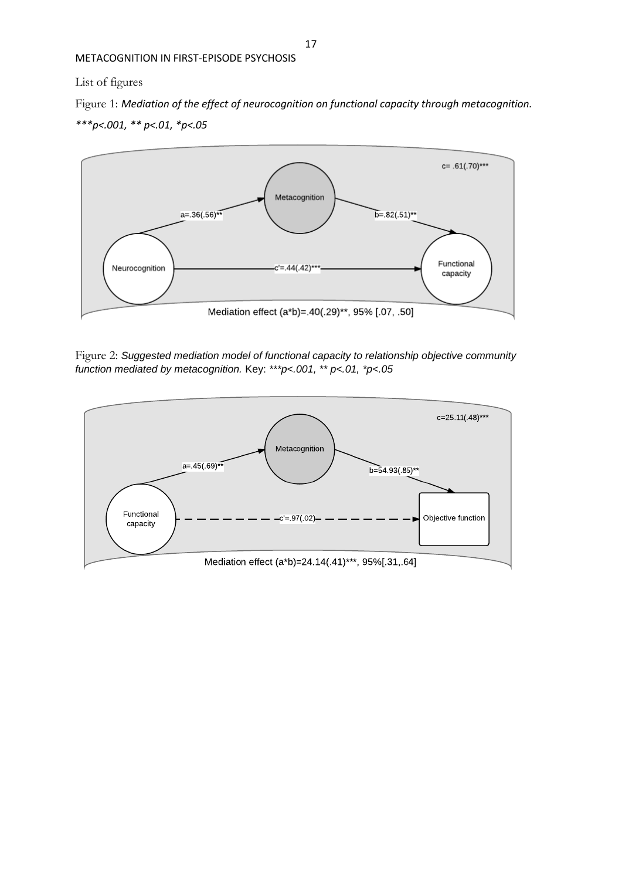List of figures

Figure 1: *Mediation of the effect of neurocognition on functional capacity through metacognition. ***p<.001, ** p<.01, *p<.05*

Figure 2: *Suggested mediation model of functional capacity to relationship objective community function mediated by metacognition.* Key: *\*\*\*p<.001, \*\* p<.01, \*p<.05*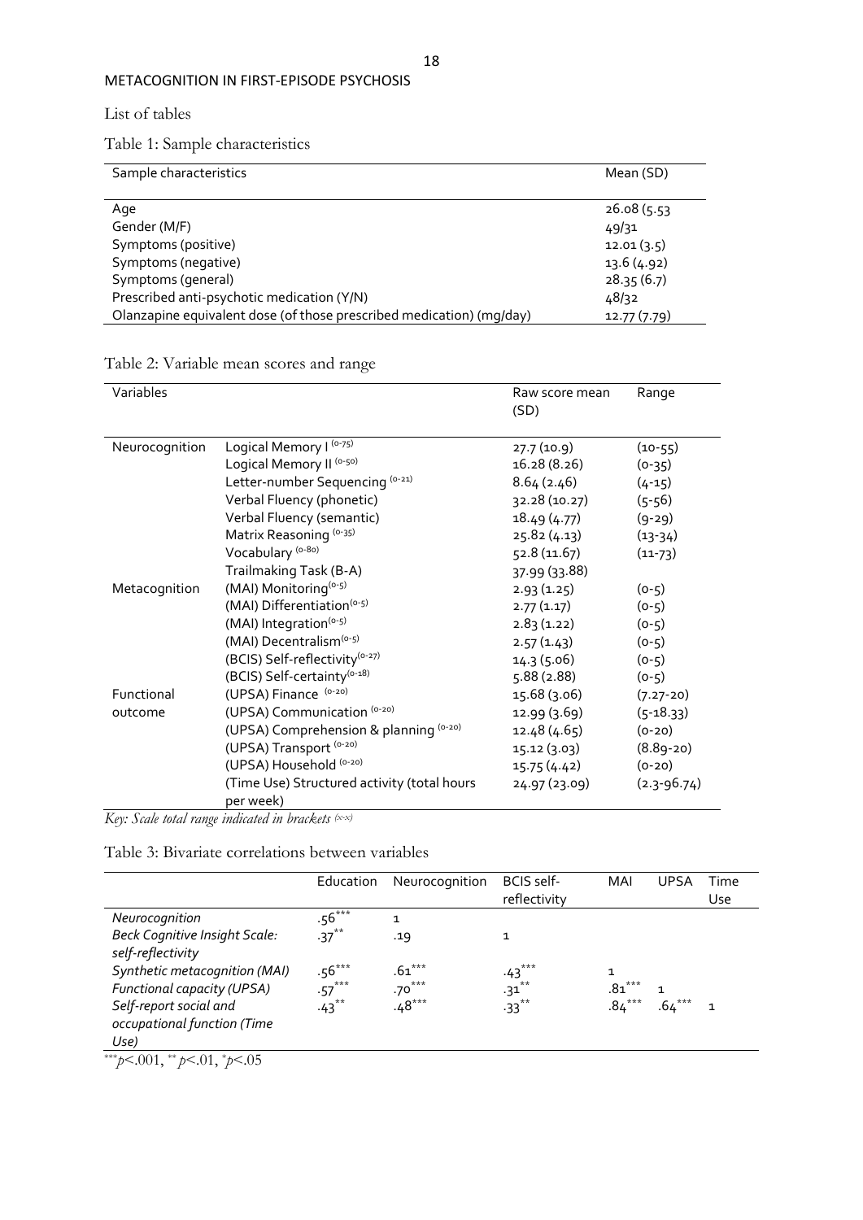List of tables

Table 1: Sample characteristics

| Sample characteristics | Mean (SD) |
|---|---|
| Age | 26.08 (5.53 |
| Gender (M/F) | 49/31 |
| Symptoms (positive) | 12.01 (3.5) |
| Symptoms (negative) | 13.6 (4.92) |
| Symptoms (general) | 28.35 (6.7) |
| Prescribed anti-psychotic medication (Y/N) | 48/32 |
| Olanzapine equivalent dose (of those prescribed medication) (mg/day) | 12.77 (7.79) |

Table 2: Variable mean scores and range

| Variables | | Raw score mean (SD) | Range |
|---|---|---|---|
| Neurocognition | Logical Memory I $^{(0-75)}$ | 27.7 (10.9) | (10-55) |
| | Logical Memory II $^{(0-50)}$ | 16.28 (8.26) | (0-35) |
| | Letter-number Sequencing $^{(0-21)}$ | 8.64 (2.46) | (4-15) |
| | Verbal Fluency (phonetic) | 32.28 (10.27) | (5-56) |
| | Verbal Fluency (semantic) | 18.49 (4.77) | (9-29) |
| | Matrix Reasoning $^{(0-35)}$ | 25.82 (4.13) | (13-34) |
| | Vocabulary $^{(0-80)}$ | 52.8 (11.67) | (11-73) |
| | Trailmaking Task (B-A) | 37.99 (33.88) | |
| Metacognition | (MAI) Monitoring$^{(0-5)}$ | 2.93 (1.25) | (0-5) |
| | (MAI) Differentiation$^{(0-5)}$ | 2.77 (1.17) | (0-5) |
| | (MAI) Integration$^{(0-5)}$ | 2.83 (1.22) | (0-5) |
| | (MAI) Decentralism$^{(0-5)}$ | 2.57 (1.43) | (0-5) |
| | (BCIS) Self-reflectivity$^{(0-27)}$ | 14.3 (5.06) | (0-5) |
| | (BCIS) Self-certainty$^{(0-18)}$ | 5.88 (2.88) | (0-5) |
| Functional outcome | (UPSA) Finance $^{(0-20)}$ | 15.68 (3.06) | (7.27-20) |
| | (UPSA) Communication $^{(0-20)}$ | 12.99 (3.69) | (5-18.33) |
| | (UPSA) Comprehension & planning $^{(0-20)}$ | 12.48 (4.65) | (0-20) |
| | (UPSA) Transport $^{(0-20)}$ | 15.12 (3.03) | (8.89-20) |
| | (UPSA) Household $^{(0-20)}$ | 15.75 (4.42) | (0-20) |
| | (Time Use) Structured activity (total hours per week) | 24.97 (23.09) | (2.3-96.74) |

*Key: Scale total range indicated in brackets* $^{(x-x)}$

Table 3: Bivariate correlations between variables

| | Education | Neurocognition | BCIS self-reflectivity | MAI | UPSA | Time Use |
|---|---|---|---|---|---|---|
| *Neurocognition* | .56$^{***}$ | 1 | | | | |
| *Beck Cognitive Insight Scale: self-reflectivity* | .37$^{**}$ | .19 | 1 | | | |
| *Synthetic metacognition (MAI)* | .56$^{***}$ | .61$^{***}$ | .43$^{***}$ | 1 | | |
| *Functional capacity (UPSA)* | .57$^{***}$ | .70$^{***}$ | .31$^{**}$ | .81$^{***}$ | 1 | |
| *Self-report social and occupational function (Time Use)* | .43$^{**}$ | .48$^{***}$ | .33$^{**}$ | .84$^{***}$ | .64$^{***}$ | 1 |

$^{***}p<.001$, $^{**}p<.01$, $^{*}p<.05$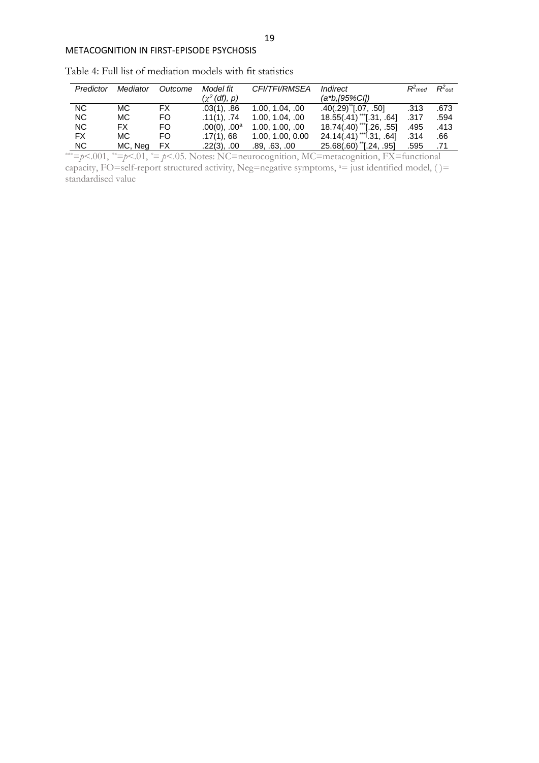Table 4: Full list of mediation models with fit statistics

| *Predictor* | *Mediator* | *Outcome* | *Model fit* ($\chi^2$ *(df), p)* | *CFI/TFI/RMSEA* | *Indirect* *(a\*b,[95%CI])* | $R^2_{med}$ | $R^2_{out}$ |
|---|---|---|---|---|---|---|---|
| NC | MC | FX | .03(1), .86 | 1.00, 1.04, .00 | .40(.29)** [.07, .50] | .313 | .673 |
| NC | MC | FO | .11(1), .74 | 1.00, 1.04, .00 | 18.55(.41)*** [.31, .64] | .317 | .594 |
| NC | FX | FO | .00(0), .00[a] | 1.00, 1.00, .00 | 18.74(.40)*** [.26, .55] | .495 | .413 |
| FX | MC | FO | .17(1), 68 | 1.00, 1.00, 0.00 | 24.14(.41)*** [.31, .64] | .314 | .66 |
| NC | MC, Neg | FX | .22(3), .00 | .89, .63, .00 | 25.68(.60)** [.24, .95] | .595 | .71 |

***=$p<.001$, **=$p<.01$, *= $p<.05$. Notes: NC=neurocognition, MC=metacognition, FX=functional capacity, FO=self-report structured activity, Neg=negative symptoms, [a]= just identified model, ( )= standardised value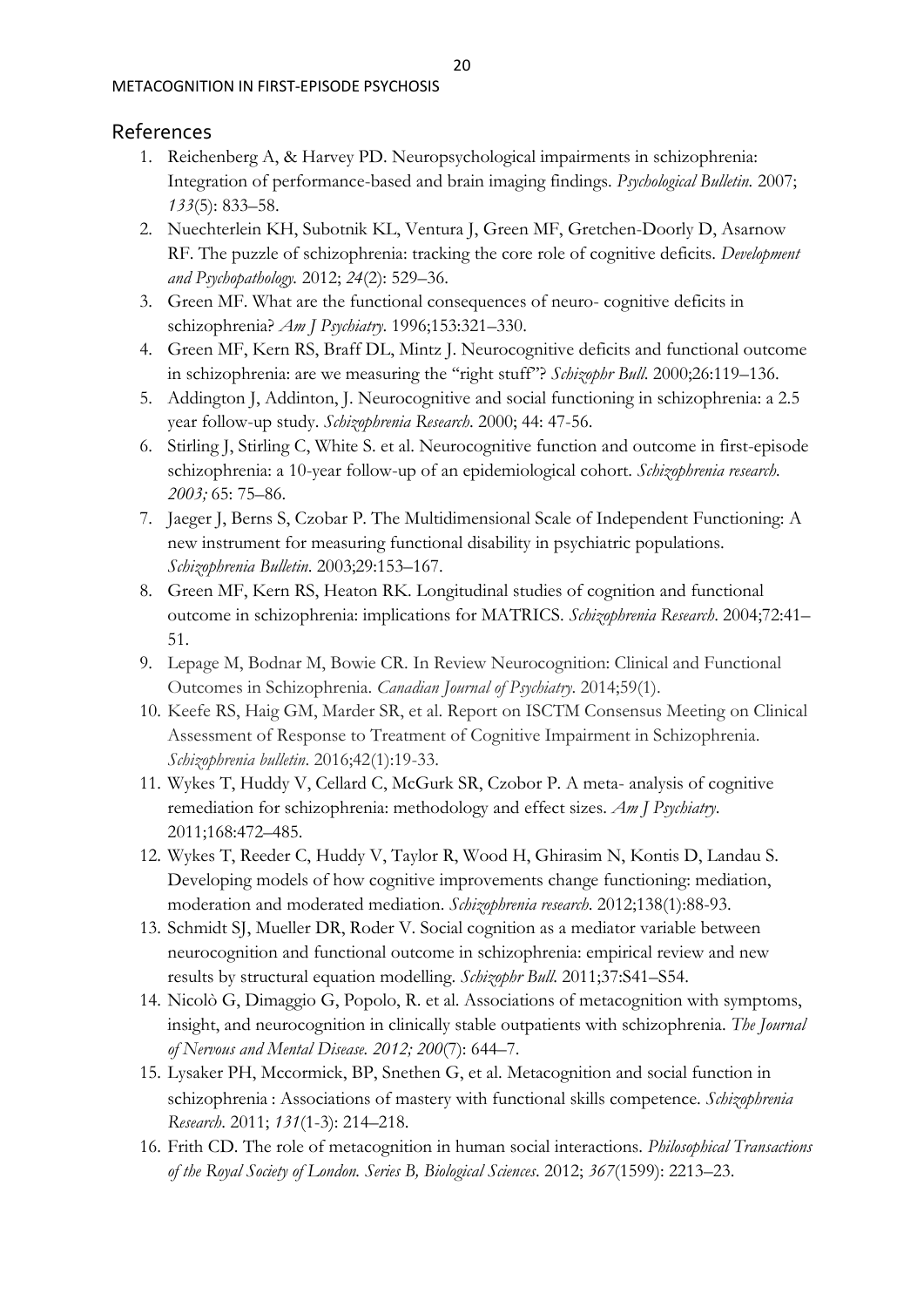## References

1. Reichenberg A, & Harvey PD. Neuropsychological impairments in schizophrenia: Integration of performance-based and brain imaging findings. *Psychological Bulletin.* 2007; *133*(5): 833–58.
2. Nuechterlein KH, Subotnik KL, Ventura J, Green MF, Gretchen-Doorly D, Asarnow RF. The puzzle of schizophrenia: tracking the core role of cognitive deficits. *Development and Psychopathology.* 2012; *24*(2): 529–36.
3. Green MF. What are the functional consequences of neuro- cognitive deficits in schizophrenia? *Am J Psychiatry*. 1996;153:321–330.
4. Green MF, Kern RS, Braff DL, Mintz J. Neurocognitive deficits and functional outcome in schizophrenia: are we measuring the "right stuff"? *Schizophr Bull*. 2000;26:119–136.
5. Addington J, Addinton, J. Neurocognitive and social functioning in schizophrenia: a 2.5 year follow-up study. *Schizophrenia Research*. 2000; 44: 47-56.
6. Stirling J, Stirling C, White S. et al. Neurocognitive function and outcome in first-episode schizophrenia: a 10-year follow-up of an epidemiological cohort. *Schizophrenia research. 2003;* 65: 75–86.
7. Jaeger J, Berns S, Czobar P. The Multidimensional Scale of Independent Functioning: A new instrument for measuring functional disability in psychiatric populations. *Schizophrenia Bulletin*. 2003;29:153–167.
8. Green MF, Kern RS, Heaton RK. Longitudinal studies of cognition and functional outcome in schizophrenia: implications for MATRICS. *Schizophrenia Research*. 2004;72:41–51.
9. Lepage M, Bodnar M, Bowie CR. In Review Neurocognition: Clinical and Functional Outcomes in Schizophrenia. *Canadian Journal of Psychiatry*. 2014;59(1).
10. Keefe RS, Haig GM, Marder SR, et al. Report on ISCTM Consensus Meeting on Clinical Assessment of Response to Treatment of Cognitive Impairment in Schizophrenia. *Schizophrenia bulletin*. 2016;42(1):19-33.
11. Wykes T, Huddy V, Cellard C, McGurk SR, Czobor P. A meta- analysis of cognitive remediation for schizophrenia: methodology and effect sizes. *Am J Psychiatry*. 2011;168:472–485.
12. Wykes T, Reeder C, Huddy V, Taylor R, Wood H, Ghirasim N, Kontis D, Landau S. Developing models of how cognitive improvements change functioning: mediation, moderation and moderated mediation. *Schizophrenia research*. 2012;138(1):88-93.
13. Schmidt SJ, Mueller DR, Roder V. Social cognition as a mediator variable between neurocognition and functional outcome in schizophrenia: empirical review and new results by structural equation modelling. *Schizophr Bull*. 2011;37:S41–S54.
14. Nicolò G, Dimaggio G, Popolo, R. et al. Associations of metacognition with symptoms, insight, and neurocognition in clinically stable outpatients with schizophrenia. *The Journal of Nervous and Mental Disease. 2012; 200*(7): 644–7.
15. Lysaker PH, Mccormick, BP, Snethen G, et al. Metacognition and social function in schizophrenia : Associations of mastery with functional skills competence. *Schizophrenia Research*. 2011; *131*(1-3): 214–218.
16. Frith CD. The role of metacognition in human social interactions. *Philosophical Transactions of the Royal Society of London. Series B, Biological Sciences*. 2012; *367*(1599): 2213–23.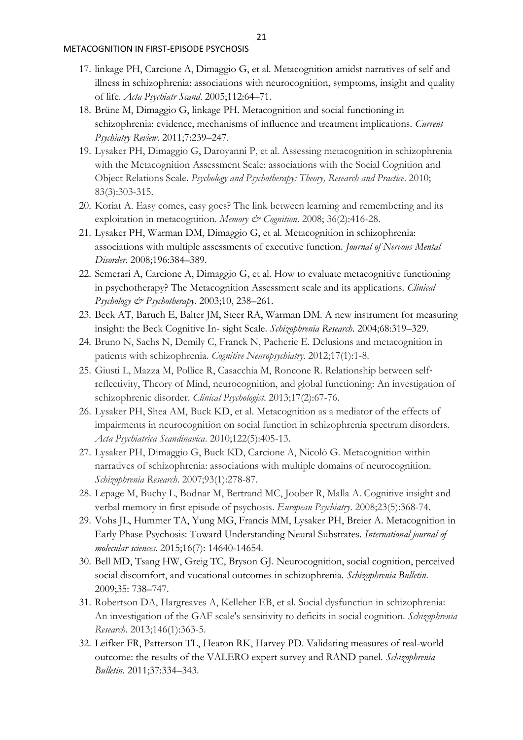17. linkage PH, Carcione A, Dimaggio G, et al. Metacognition amidst narratives of self and illness in schizophrenia: associations with neurocognition, symptoms, insight and quality of life. *Acta Psychiatr Scand*. 2005;112:64–71.
18. Brüne M, Dimaggio G, linkage PH. Metacognition and social functioning in schizophrenia: evidence, mechanisms of influence and treatment implications. *Current Psychiatry Review*. 2011;7:239–247.
19. Lysaker PH, Dimaggio G, Daroyanni P, et al. Assessing metacognition in schizophrenia with the Metacognition Assessment Scale: associations with the Social Cognition and Object Relations Scale. *Psychology and Psychotherapy: Theory, Research and Practice*. 2010; 83(3):303-315.
20. Koriat A. Easy comes, easy goes? The link between learning and remembering and its exploitation in metacognition. *Memory & Cognition*. 2008; 36(2):416-28.
21. Lysaker PH, Warman DM, Dimaggio G, et al. Metacognition in schizophrenia: associations with multiple assessments of executive function. *Journal of Nervous Mental Disorder*. 2008;196:384–389.
22. Semerari A, Carcione A, Dimaggio G, et al. How to evaluate metacognitive functioning in psychotherapy? The Metacognition Assessment scale and its applications. *Clinical Psychology & Psychotherapy*. 2003;10, 238–261.
23. Beck AT, Baruch E, Balter JM, Steer RA, Warman DM. A new instrument for measuring insight: the Beck Cognitive In- sight Scale. *Schizophrenia Research*. 2004;68:319–329.
24. Bruno N, Sachs N, Demily C, Franck N, Pacherie E. Delusions and metacognition in patients with schizophrenia. *Cognitive Neuropsychiatry*. 2012;17(1):1-8.
25. Giusti L, Mazza M, Pollice R, Casacchia M, Roncone R. Relationship between self-reflectivity, Theory of Mind, neurocognition, and global functioning: An investigation of schizophrenic disorder. *Clinical Psychologist*. 2013;17(2):67-76.
26. Lysaker PH, Shea AM, Buck KD, et al. Metacognition as a mediator of the effects of impairments in neurocognition on social function in schizophrenia spectrum disorders. *Acta Psychiatrica Scandinavica*. 2010;122(5):405-13.
27. Lysaker PH, Dimaggio G, Buck KD, Carcione A, Nicolò G. Metacognition within narratives of schizophrenia: associations with multiple domains of neurocognition. *Schizophrenia Research*. 2007;93(1):278-87.
28. Lepage M, Buchy L, Bodnar M, Bertrand MC, Joober R, Malla A. Cognitive insight and verbal memory in first episode of psychosis. *European Psychiatry*. 2008;23(5):368-74.
29. Vohs JL, Hummer TA, Yung MG, Francis MM, Lysaker PH, Breier A. Metacognition in Early Phase Psychosis: Toward Understanding Neural Substrates. *International journal of molecular sciences*. 2015;16(7): 14640-14654.
30. Bell MD, Tsang HW, Greig TC, Bryson GJ. Neurocognition, social cognition, perceived social discomfort, and vocational outcomes in schizophrenia. *Schizophrenia Bulletin*. 2009;35: 738–747.
31. Robertson DA, Hargreaves A, Kelleher EB, et al. Social dysfunction in schizophrenia: An investigation of the GAF scale's sensitivity to deficits in social cognition. *Schizophrenia Research*. 2013;146(1):363-5.
32. Leifker FR, Patterson TL, Heaton RK, Harvey PD. Validating measures of real-world outcome: the results of the VALERO expert survey and RAND panel. *Schizophrenia Bulletin*. 2011;37:334–343.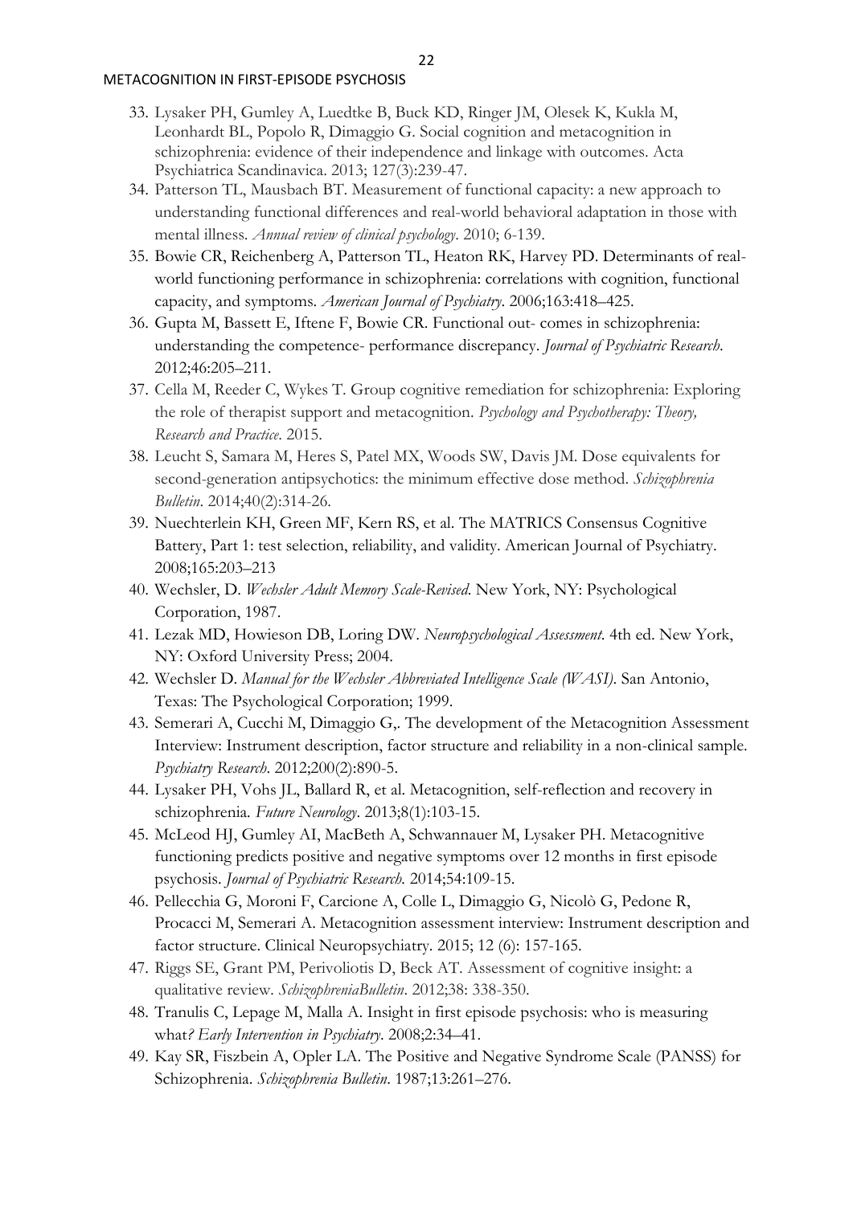33. Lysaker PH, Gumley A, Luedtke B, Buck KD, Ringer JM, Olesek K, Kukla M, Leonhardt BL, Popolo R, Dimaggio G. Social cognition and metacognition in schizophrenia: evidence of their independence and linkage with outcomes. Acta Psychiatrica Scandinavica. 2013; 127(3):239-47.
34. Patterson TL, Mausbach BT. Measurement of functional capacity: a new approach to understanding functional differences and real-world behavioral adaptation in those with mental illness. *Annual review of clinical psychology*. 2010; 6-139.
35. Bowie CR, Reichenberg A, Patterson TL, Heaton RK, Harvey PD. Determinants of real-world functioning performance in schizophrenia: correlations with cognition, functional capacity, and symptoms. *American Journal of Psychiatry*. 2006;163:418–425.
36. Gupta M, Bassett E, Iftene F, Bowie CR. Functional out- comes in schizophrenia: understanding the competence- performance discrepancy. *Journal of Psychiatric Research*. 2012;46:205–211.
37. Cella M, Reeder C, Wykes T. Group cognitive remediation for schizophrenia: Exploring the role of therapist support and metacognition. *Psychology and Psychotherapy: Theory, Research and Practice*. 2015.
38. Leucht S, Samara M, Heres S, Patel MX, Woods SW, Davis JM. Dose equivalents for second-generation antipsychotics: the minimum effective dose method. *Schizophrenia Bulletin*. 2014;40(2):314-26.
39. Nuechterlein KH, Green MF, Kern RS, et al. The MATRICS Consensus Cognitive Battery, Part 1: test selection, reliability, and validity. American Journal of Psychiatry. 2008;165:203–213
40. Wechsler, D. *Wechsler Adult Memory Scale-Revised*. New York, NY: Psychological Corporation, 1987.
41. Lezak MD, Howieson DB, Loring DW. *Neuropsychological Assessment*. 4th ed. New York, NY: Oxford University Press; 2004.
42. Wechsler D. *Manual for the Wechsler Abbreviated Intelligence Scale (WASI)*. San Antonio, Texas: The Psychological Corporation; 1999.
43. Semerari A, Cucchi M, Dimaggio G,. The development of the Metacognition Assessment Interview: Instrument description, factor structure and reliability in a non-clinical sample. *Psychiatry Research*. 2012;200(2):890-5.
44. Lysaker PH, Vohs JL, Ballard R, et al. Metacognition, self-reflection and recovery in schizophrenia. *Future Neurology*. 2013;8(1):103-15.
45. McLeod HJ, Gumley AI, MacBeth A, Schwannauer M, Lysaker PH. Metacognitive functioning predicts positive and negative symptoms over 12 months in first episode psychosis. *Journal of Psychiatric Research.* 2014;54:109-15.
46. Pellecchia G, Moroni F, Carcione A, Colle L, Dimaggio G, Nicolò G, Pedone R, Procacci M, Semerari A. Metacognition assessment interview: Instrument description and factor structure. Clinical Neuropsychiatry. 2015; 12 (6): 157-165.
47. Riggs SE, Grant PM, Perivoliotis D, Beck AT. Assessment of cognitive insight: a qualitative review. *SchizophreniaBulletin*. 2012;38: 338-350.
48. Tranulis C, Lepage M, Malla A. Insight in first episode psychosis: who is measuring what*? Early Intervention in Psychiatry.* 2008;2:34–41.
49. Kay SR, Fiszbein A, Opler LA. The Positive and Negative Syndrome Scale (PANSS) for Schizophrenia. *Schizophrenia Bulletin*. 1987;13:261–276.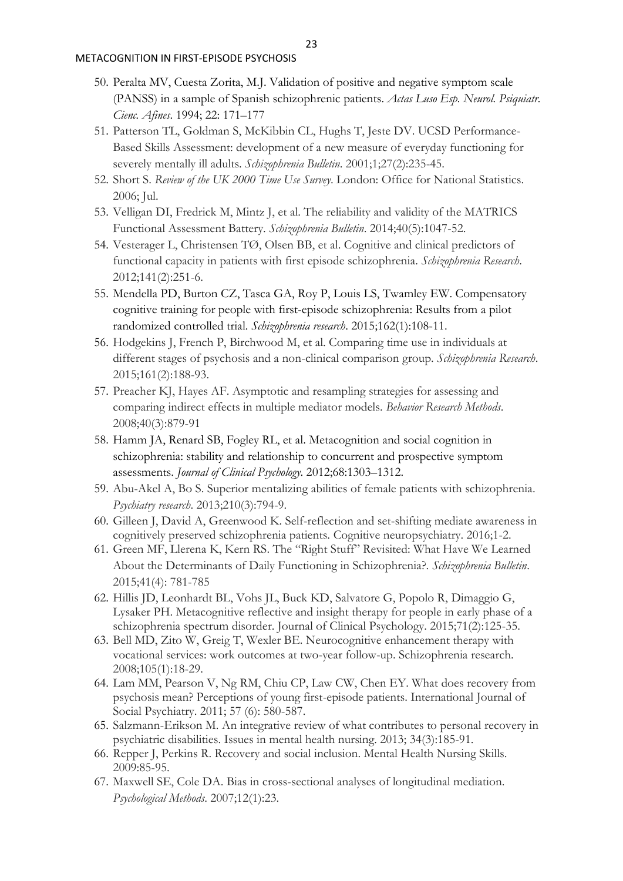50. Peralta MV, Cuesta Zorita, M.J. Validation of positive and negative symptom scale (PANSS) in a sample of Spanish schizophrenic patients. *Actas Luso Esp. Neurol. Psiquiatr. Cienc. Afines*. 1994; 22: 171–177
51. Patterson TL, Goldman S, McKibbin CL, Hughs T, Jeste DV. UCSD Performance-Based Skills Assessment: development of a new measure of everyday functioning for severely mentally ill adults. *Schizophrenia Bulletin*. 2001;1;27(2):235-45.
52. Short S. *Review of the UK 2000 Time Use Survey*. London: Office for National Statistics. 2006; Jul.
53. Velligan DI, Fredrick M, Mintz J, et al. The reliability and validity of the MATRICS Functional Assessment Battery. *Schizophrenia Bulletin*. 2014;40(5):1047-52.
54. Vesterager L, Christensen TØ, Olsen BB, et al. Cognitive and clinical predictors of functional capacity in patients with first episode schizophrenia. *Schizophrenia Research*. 2012;141(2):251-6.
55. Mendella PD, Burton CZ, Tasca GA, Roy P, Louis LS, Twamley EW. Compensatory cognitive training for people with first-episode schizophrenia: Results from a pilot randomized controlled trial. *Schizophrenia research*. 2015;162(1):108-11.
56. Hodgekins J, French P, Birchwood M, et al. Comparing time use in individuals at different stages of psychosis and a non-clinical comparison group. *Schizophrenia Research*. 2015;161(2):188-93.
57. Preacher KJ, Hayes AF. Asymptotic and resampling strategies for assessing and comparing indirect effects in multiple mediator models. *Behavior Research Methods*. 2008;40(3):879-91
58. Hamm JA, Renard SB, Fogley RL, et al. Metacognition and social cognition in schizophrenia: stability and relationship to concurrent and prospective symptom assessments. *Journal of Clinical Psychology*. 2012;68:1303–1312.
59. Abu-Akel A, Bo S. Superior mentalizing abilities of female patients with schizophrenia. *Psychiatry research*. 2013;210(3):794-9.
60. Gilleen J, David A, Greenwood K. Self-reflection and set-shifting mediate awareness in cognitively preserved schizophrenia patients. Cognitive neuropsychiatry. 2016;1-2.
61. Green MF, Llerena K, Kern RS. The "Right Stuff" Revisited: What Have We Learned About the Determinants of Daily Functioning in Schizophrenia?. *Schizophrenia Bulletin*. 2015;41(4): 781-785
62. Hillis JD, Leonhardt BL, Vohs JL, Buck KD, Salvatore G, Popolo R, Dimaggio G, Lysaker PH. Metacognitive reflective and insight therapy for people in early phase of a schizophrenia spectrum disorder. Journal of Clinical Psychology. 2015;71(2):125-35.
63. Bell MD, Zito W, Greig T, Wexler BE. Neurocognitive enhancement therapy with vocational services: work outcomes at two-year follow-up. Schizophrenia research. 2008;105(1):18-29.
64. Lam MM, Pearson V, Ng RM, Chiu CP, Law CW, Chen EY. What does recovery from psychosis mean? Perceptions of young first-episode patients. International Journal of Social Psychiatry. 2011; 57 (6): 580-587.
65. Salzmann-Erikson M. An integrative review of what contributes to personal recovery in psychiatric disabilities. Issues in mental health nursing. 2013; 34(3):185-91.
66. Repper J, Perkins R. Recovery and social inclusion. Mental Health Nursing Skills. 2009:85-95.
67. Maxwell SE, Cole DA. Bias in cross-sectional analyses of longitudinal mediation. *Psychological Methods*. 2007;12(1):23.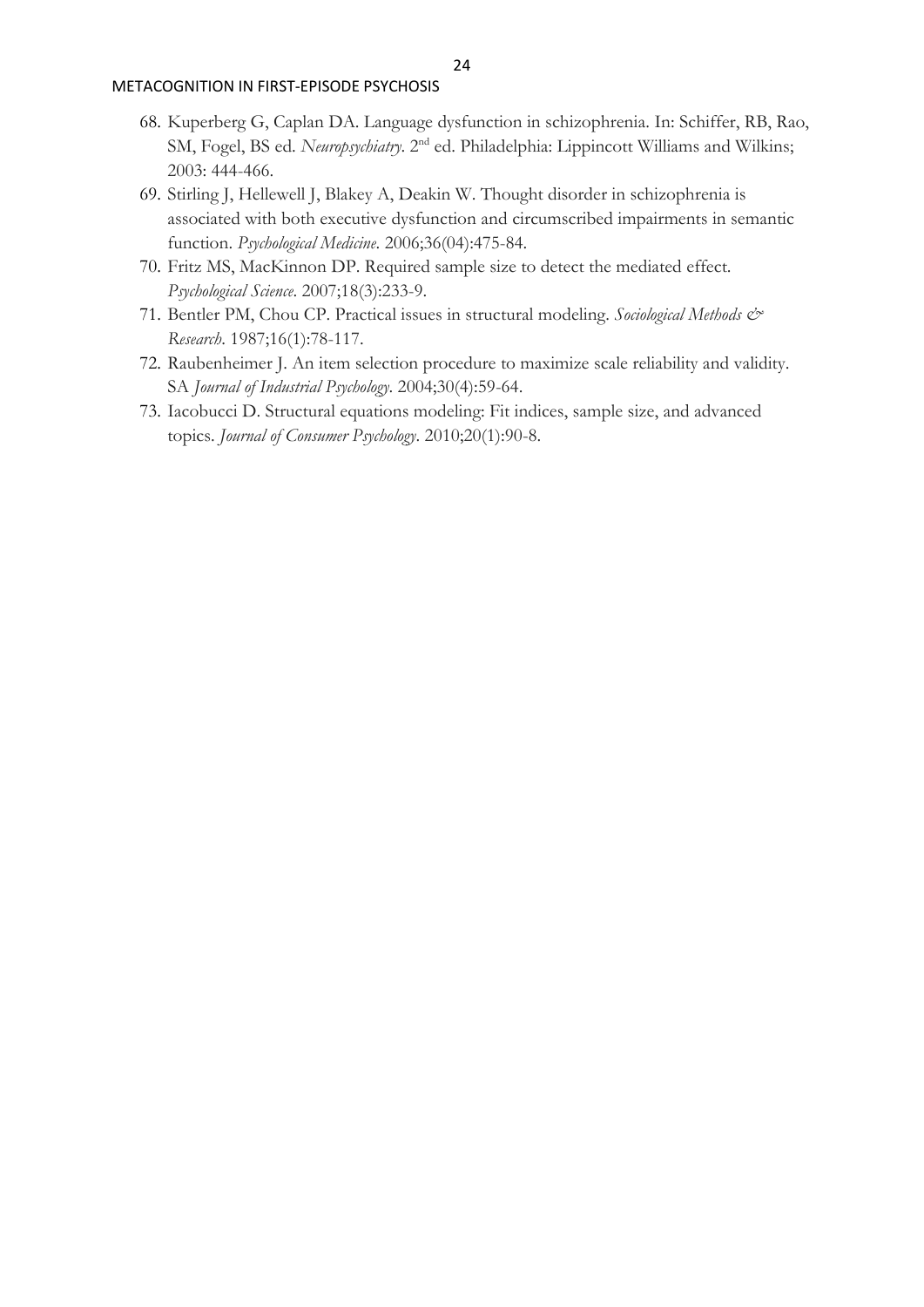68. Kuperberg G, Caplan DA. Language dysfunction in schizophrenia. In: Schiffer, RB, Rao, SM, Fogel, BS ed. *Neuropsychiatry*. 2nd ed. Philadelphia: Lippincott Williams and Wilkins; 2003: 444-466.
69. Stirling J, Hellewell J, Blakey A, Deakin W. Thought disorder in schizophrenia is associated with both executive dysfunction and circumscribed impairments in semantic function. *Psychological Medicine*. 2006;36(04):475-84.
70. Fritz MS, MacKinnon DP. Required sample size to detect the mediated effect. *Psychological Science*. 2007;18(3):233-9.
71. Bentler PM, Chou CP. Practical issues in structural modeling. *Sociological Methods & Research*. 1987;16(1):78-117.
72. Raubenheimer J. An item selection procedure to maximize scale reliability and validity. SA *Journal of Industrial Psychology*. 2004;30(4):59-64.
73. Iacobucci D. Structural equations modeling: Fit indices, sample size, and advanced topics. *Journal of Consumer Psychology*. 2010;20(1):90-8.